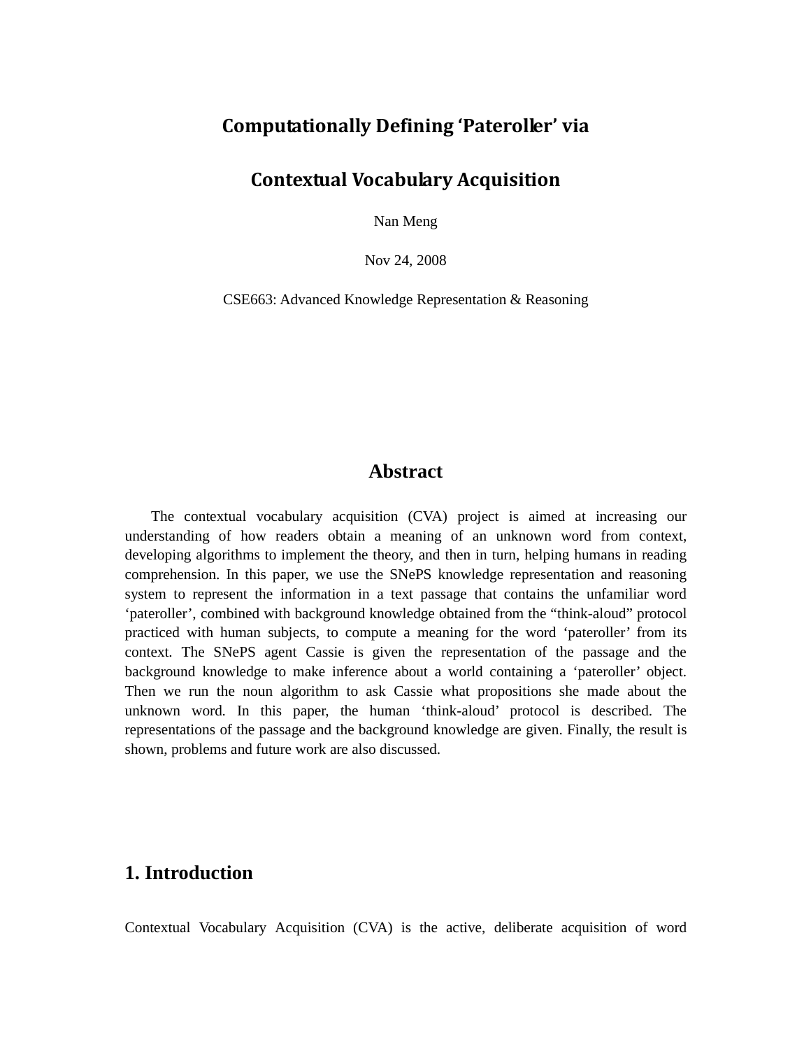# Computationally Defining 'Pateroller' via Contextual Vocabulary Acquisition

Nan Meng

Nov 24, 2008

CSE663: Advanced Knowledge Representation & Reasoning

## Abstract

The contextual vocabulary acquisition (CVA) project is aimed at increasing our understanding of how readers obtain a meaning of an unknown word from context, developing algorithms to implement the theory, and then in turn, helping humans in reading comprehension. In this paper, we use the SNePS knowledge representation and reasoning system to represent the information in a text passage that contains the unfamiliar word 'pateroller', combined with background knowledge obtained from the "think-aloud" protocol practiced with human subjects, to compute a meaning for the word 'pateroller' from its context. The SNePS agent Cassie is given the representation of the passage and the background knowledge to make inference about a world containing a 'pateroller' object. Then we run the noun algorithm to ask Cassie what propositions she made about the unknown word. In this paper, the human 'think-aloud' protocol is described. The representations of the passage and the background knowledge are given. Finally, the result is shown, problems and future work are also discussed.

## 1. Introduction

Contextual Vocabulary Acquisition (CVA) is the active, deliberate acquisition of word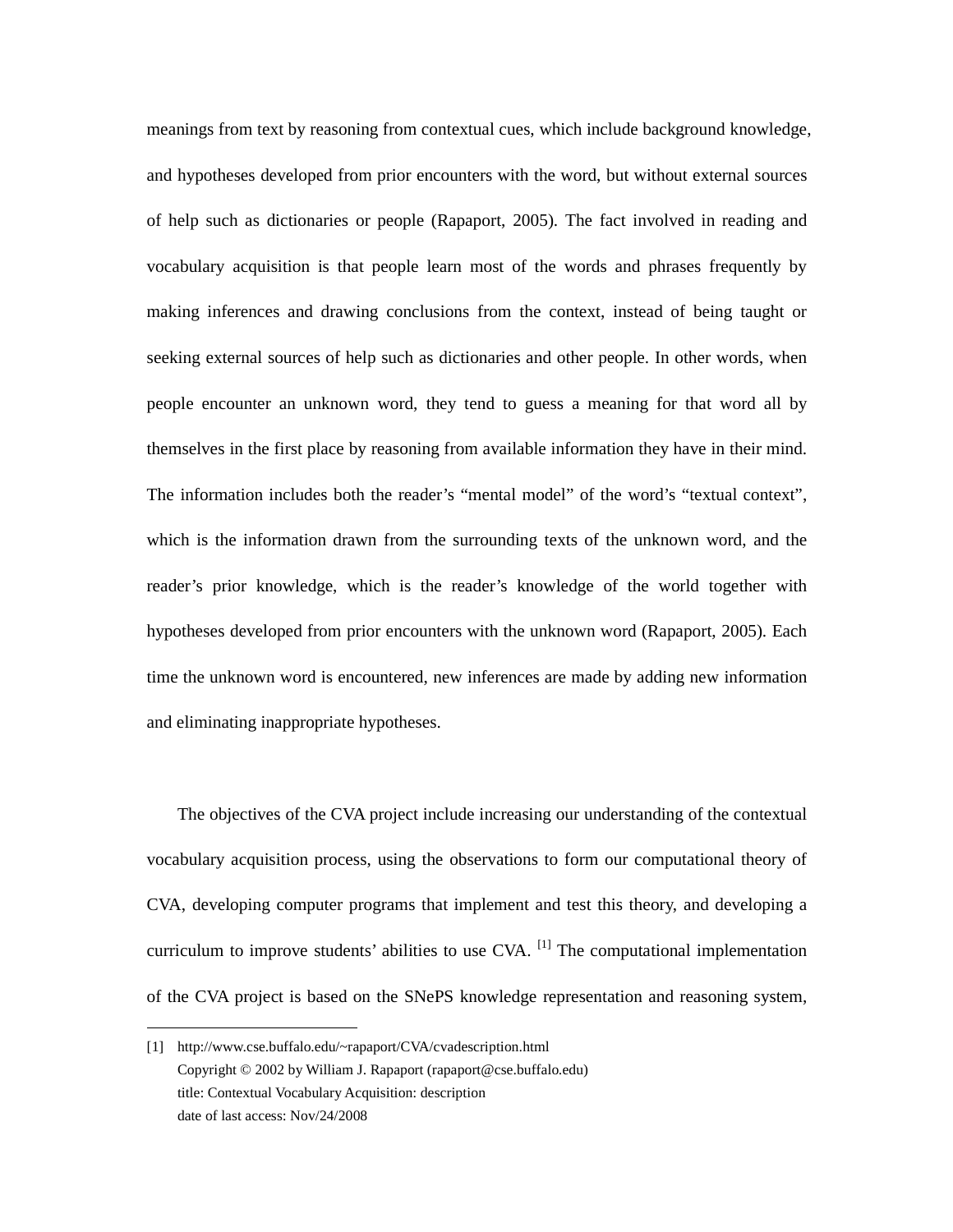meanings from text by reasoning from contextual cues, which include background knowledge, and hypotheses developed from prior encounters with the word, but without external sources of help such as dictionaries or people (Rapaport, 2005). The fact involved in reading and vocabulary acquisition is that people learn most of the words and phrases frequently by making inferences and drawing conclusions from the context, instead of being taught or seeking external sources of help such as dictionaries and other people. In other words, when people encounter an unknown word, they tend to guess a meaning for that word all by themselves in the first place by reasoning from available information they have in their mind. The information includes both the reader's "mental model" of the word's "textual context", which is the information drawn from the surrounding texts of the unknown word, and the reader's prior knowledge, which is the reader's knowledge of the world together with hypotheses developed from prior encounters with the unknown word (Rapaport, 2005). Each time the unknown word is encountered, new inferences are made by adding new information and eliminating inappropriate hypotheses.

The objectives of the CVA project include increasing our understanding of the contextual vocabulary acquisition process, using the observations to form our computational theory of CVA, developing computer programs that implement and test this theory, and developing a curriculum to improve students' abilities to use CVA. [1] The computational implementation of the CVA project is based on the SNePS knowledge representation and reasoning system,

---

[1] http://www.cse.buffalo.edu/~rapaport/CVA/cvadescription.html
Copyright © 2002 by William J. Rapaport (rapaport@cse.buffalo.edu)
title: Contextual Vocabulary Acquisition: description
date of last access: Nov/24/2008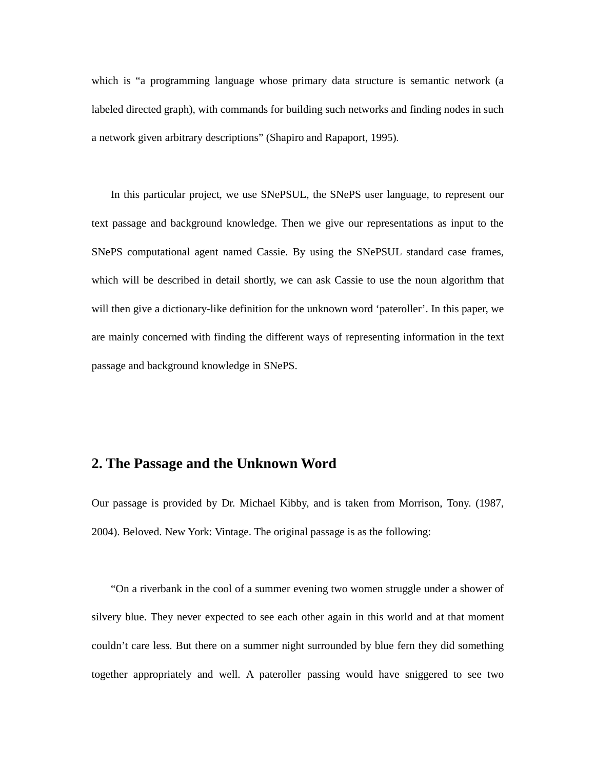which is "a programming language whose primary data structure is semantic network (a labeled directed graph), with commands for building such networks and finding nodes in such a network given arbitrary descriptions" (Shapiro and Rapaport, 1995).

In this particular project, we use SNePSUL, the SNePS user language, to represent our text passage and background knowledge. Then we give our representations as input to the SNePS computational agent named Cassie. By using the SNePSUL standard case frames, which will be described in detail shortly, we can ask Cassie to use the noun algorithm that will then give a dictionary-like definition for the unknown word 'pateroller'. In this paper, we are mainly concerned with finding the different ways of representing information in the text passage and background knowledge in SNePS.

## 2. The Passage and the Unknown Word

Our passage is provided by Dr. Michael Kibby, and is taken from Morrison, Tony. (1987, 2004). Beloved. New York: Vintage. The original passage is as the following:

"On a riverbank in the cool of a summer evening two women struggle under a shower of silvery blue. They never expected to see each other again in this world and at that moment couldn't care less. But there on a summer night surrounded by blue fern they did something together appropriately and well. A pateroller passing would have sniggered to see two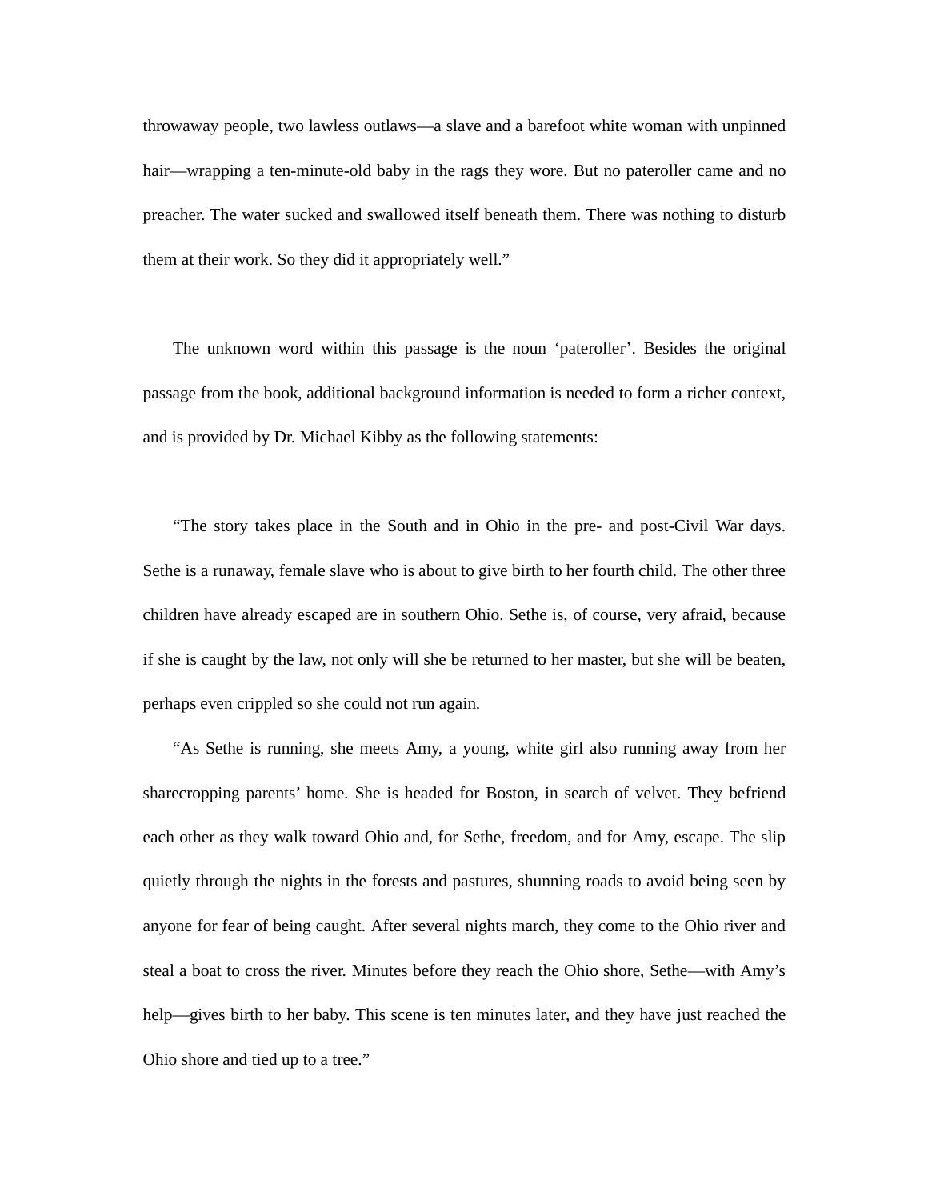throwaway people, two lawless outlaws—a slave and a barefoot white woman with unpinned hair—wrapping a ten-minute-old baby in the rags they wore. But no pateroller came and no preacher. The water sucked and swallowed itself beneath them. There was nothing to disturb them at their work. So they did it appropriately well."

The unknown word within this passage is the noun 'pateroller'. Besides the original passage from the book, additional background information is needed to form a richer context, and is provided by Dr. Michael Kibby as the following statements:

"The story takes place in the South and in Ohio in the pre- and post-Civil War days. Sethe is a runaway, female slave who is about to give birth to her fourth child. The other three children have already escaped are in southern Ohio. Sethe is, of course, very afraid, because if she is caught by the law, not only will she be returned to her master, but she will be beaten, perhaps even crippled so she could not run again.

"As Sethe is running, she meets Amy, a young, white girl also running away from her sharecropping parents' home. She is headed for Boston, in search of velvet. They befriend each other as they walk toward Ohio and, for Sethe, freedom, and for Amy, escape. The slip quietly through the nights in the forests and pastures, shunning roads to avoid being seen by anyone for fear of being caught. After several nights march, they come to the Ohio river and steal a boat to cross the river. Minutes before they reach the Ohio shore, Sethe—with Amy's help—gives birth to her baby. This scene is ten minutes later, and they have just reached the Ohio shore and tied up to a tree."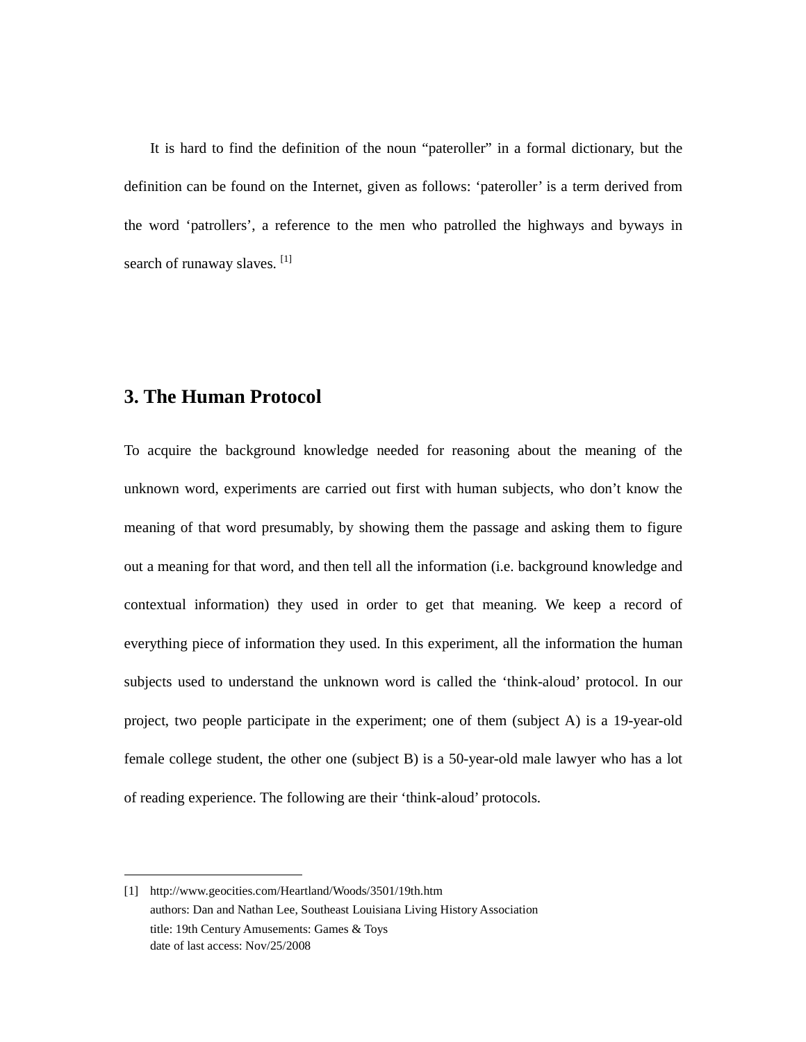It is hard to find the definition of the noun "pateroller" in a formal dictionary, but the definition can be found on the Internet, given as follows: 'pateroller' is a term derived from the word 'patrollers', a reference to the men who patrolled the highways and byways in search of runaway slaves. [1]

## 3. The Human Protocol

To acquire the background knowledge needed for reasoning about the meaning of the unknown word, experiments are carried out first with human subjects, who don't know the meaning of that word presumably, by showing them the passage and asking them to figure out a meaning for that word, and then tell all the information (i.e. background knowledge and contextual information) they used in order to get that meaning. We keep a record of everything piece of information they used. In this experiment, all the information the human subjects used to understand the unknown word is called the 'think-aloud' protocol. In our project, two people participate in the experiment; one of them (subject A) is a 19-year-old female college student, the other one (subject B) is a 50-year-old male lawyer who has a lot of reading experience. The following are their 'think-aloud' protocols.

---

[1] http://www.geocities.com/Heartland/Woods/3501/19th.htm
authors: Dan and Nathan Lee, Southeast Louisiana Living History Association
title: 19th Century Amusements: Games & Toys
date of last access: Nov/25/2008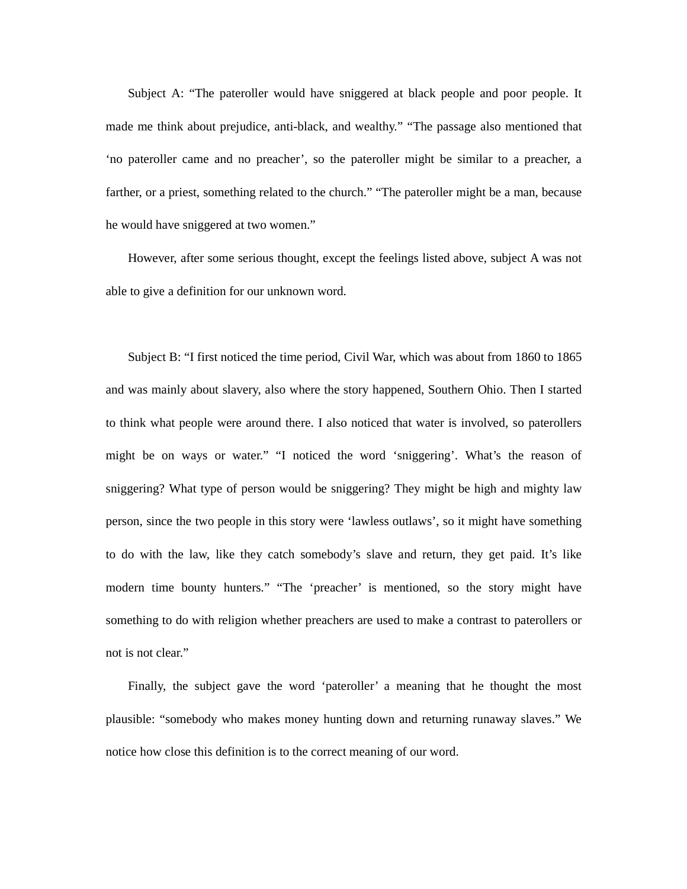Subject A: "The pateroller would have sniggered at black people and poor people. It made me think about prejudice, anti-black, and wealthy." "The passage also mentioned that 'no pateroller came and no preacher', so the pateroller might be similar to a preacher, a farther, or a priest, something related to the church." "The pateroller might be a man, because he would have sniggered at two women."

However, after some serious thought, except the feelings listed above, subject A was not able to give a definition for our unknown word.

Subject B: "I first noticed the time period, Civil War, which was about from 1860 to 1865 and was mainly about slavery, also where the story happened, Southern Ohio. Then I started to think what people were around there. I also noticed that water is involved, so paterollers might be on ways or water." "I noticed the word 'sniggering'. What's the reason of sniggering? What type of person would be sniggering? They might be high and mighty law person, since the two people in this story were 'lawless outlaws', so it might have something to do with the law, like they catch somebody's slave and return, they get paid. It's like modern time bounty hunters." "The 'preacher' is mentioned, so the story might have something to do with religion whether preachers are used to make a contrast to paterollers or not is not clear."

Finally, the subject gave the word 'pateroller' a meaning that he thought the most plausible: "somebody who makes money hunting down and returning runaway slaves." We notice how close this definition is to the correct meaning of our word.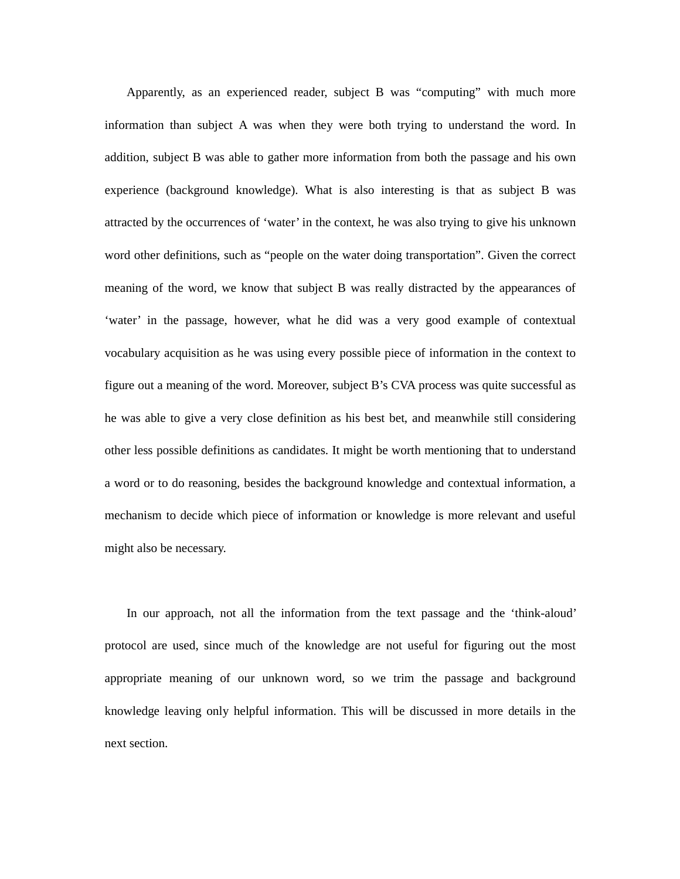Apparently, as an experienced reader, subject B was "computing" with much more information than subject A was when they were both trying to understand the word. In addition, subject B was able to gather more information from both the passage and his own experience (background knowledge). What is also interesting is that as subject B was attracted by the occurrences of 'water' in the context, he was also trying to give his unknown word other definitions, such as "people on the water doing transportation". Given the correct meaning of the word, we know that subject B was really distracted by the appearances of 'water' in the passage, however, what he did was a very good example of contextual vocabulary acquisition as he was using every possible piece of information in the context to figure out a meaning of the word. Moreover, subject B's CVA process was quite successful as he was able to give a very close definition as his best bet, and meanwhile still considering other less possible definitions as candidates. It might be worth mentioning that to understand a word or to do reasoning, besides the background knowledge and contextual information, a mechanism to decide which piece of information or knowledge is more relevant and useful might also be necessary.

In our approach, not all the information from the text passage and the 'think-aloud' protocol are used, since much of the knowledge are not useful for figuring out the most appropriate meaning of our unknown word, so we trim the passage and background knowledge leaving only helpful information. This will be discussed in more details in the next section.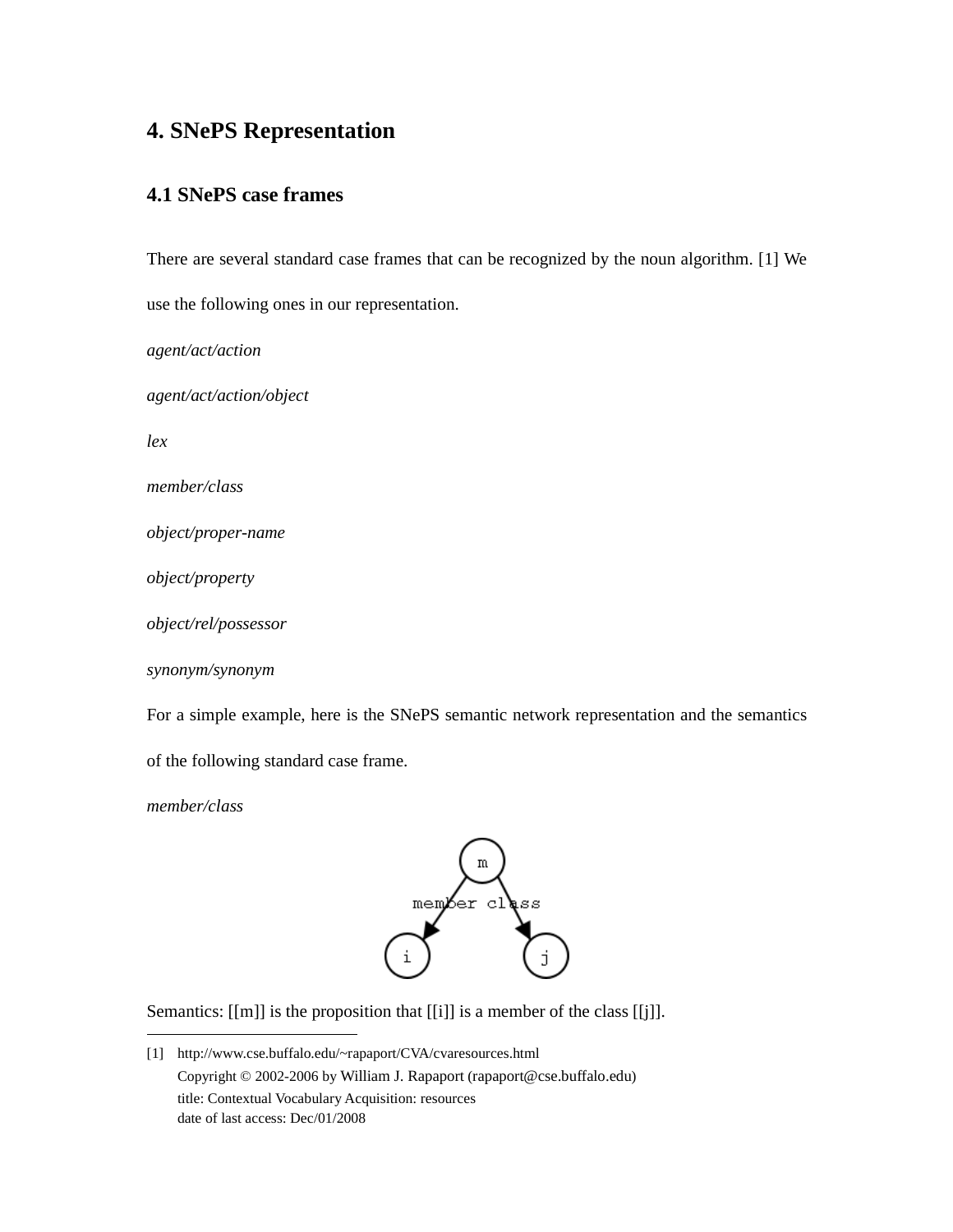# 4. SNePS Representation

## 4.1 SNePS case frames

There are several standard case frames that can be recognized by the noun algorithm. [1] We use the following ones in our representation.

*agent/act/action*

*agent/act/action/object*

*lex*

*member/class*

*object/proper-name*

*object/property*

*object/rel/possessor*

*synonym/synonym*

For a simple example, here is the SNePS semantic network representation and the semantics of the following standard case frame.

*member/class*

Semantics: [[m]] is the proposition that [[i]] is a member of the class [[j]].

---

[1] http://www.cse.buffalo.edu/~rapaport/CVA/cvaresources.html
Copyright © 2002-2006 by William J. Rapaport (rapaport@cse.buffalo.edu)
title: Contextual Vocabulary Acquisition: resources
date of last access: Dec/01/2008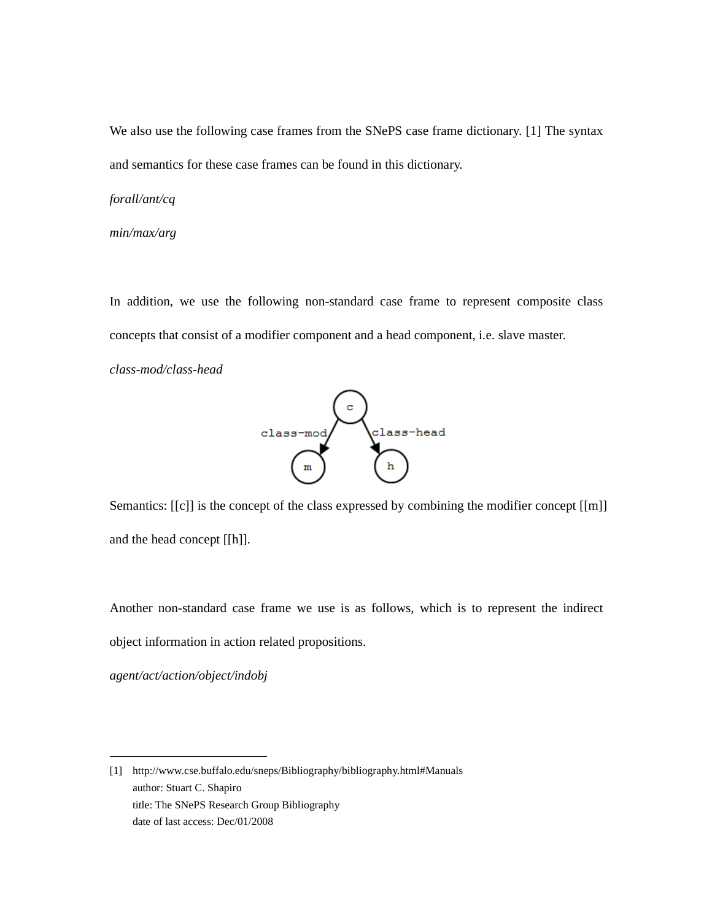We also use the following case frames from the SNePS case frame dictionary. [1] The syntax and semantics for these case frames can be found in this dictionary.

*forall/ant/cq*

*min/max/arg*

In addition, we use the following non-standard case frame to represent composite class concepts that consist of a modifier component and a head component, i.e. slave master.

*class-mod/class-head*

Semantics: [[c]] is the concept of the class expressed by combining the modifier concept [[m]] and the head concept [[h]].

Another non-standard case frame we use is as follows, which is to represent the indirect object information in action related propositions.

*agent/act/action/object/indobj*

---

[1] http://www.cse.buffalo.edu/sneps/Bibliography/bibliography.html#Manuals
author: Stuart C. Shapiro
title: The SNePS Research Group Bibliography
date of last access: Dec/01/2008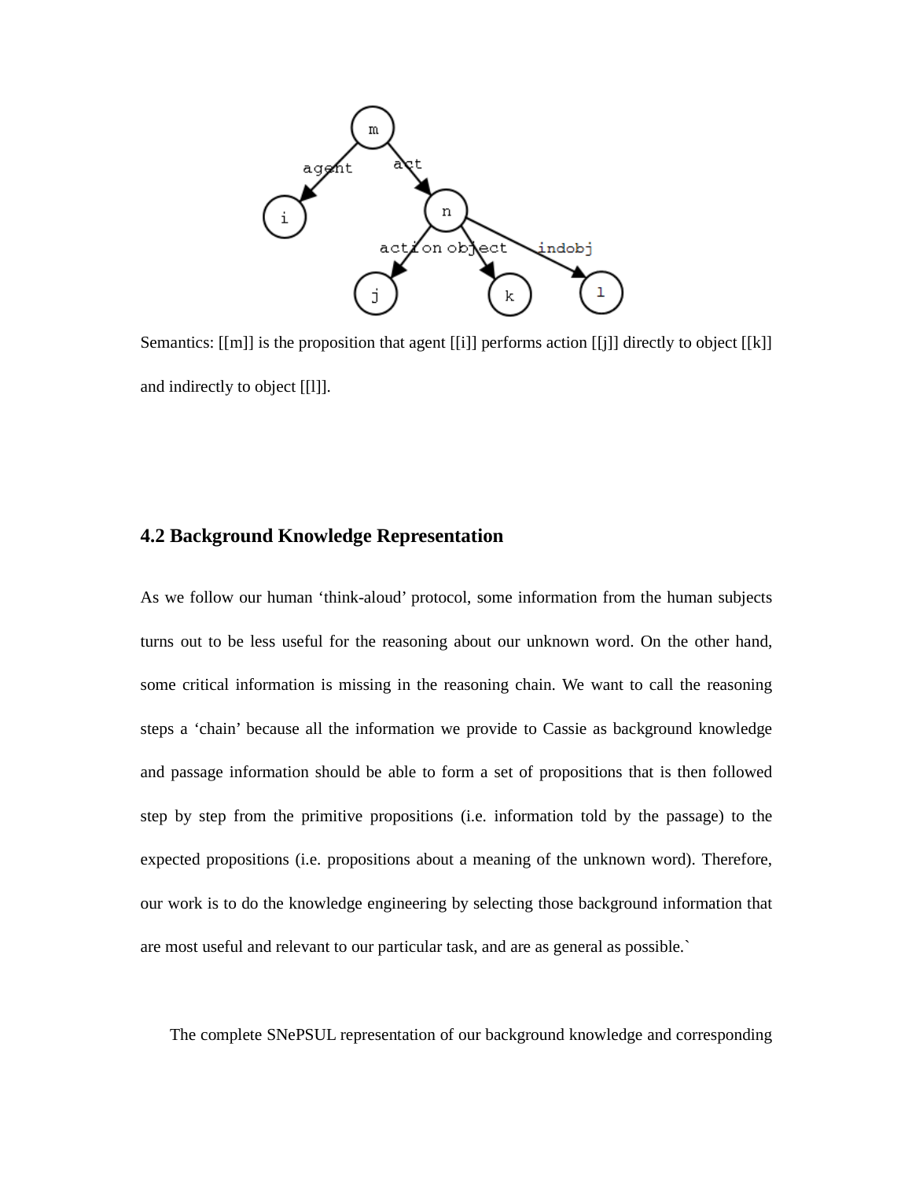Semantics: [[m]] is the proposition that agent [[i]] performs action [[j]] directly to object [[k]] and indirectly to object [[l]].

### 4.2 Background Knowledge Representation

As we follow our human 'think-aloud' protocol, some information from the human subjects turns out to be less useful for the reasoning about our unknown word. On the other hand, some critical information is missing in the reasoning chain. We want to call the reasoning steps a 'chain' because all the information we provide to Cassie as background knowledge and passage information should be able to form a set of propositions that is then followed step by step from the primitive propositions (i.e. information told by the passage) to the expected propositions (i.e. propositions about a meaning of the unknown word). Therefore, our work is to do the knowledge engineering by selecting those background information that are most useful and relevant to our particular task, and are as general as possible.`

The complete SNePSUL representation of our background knowledge and corresponding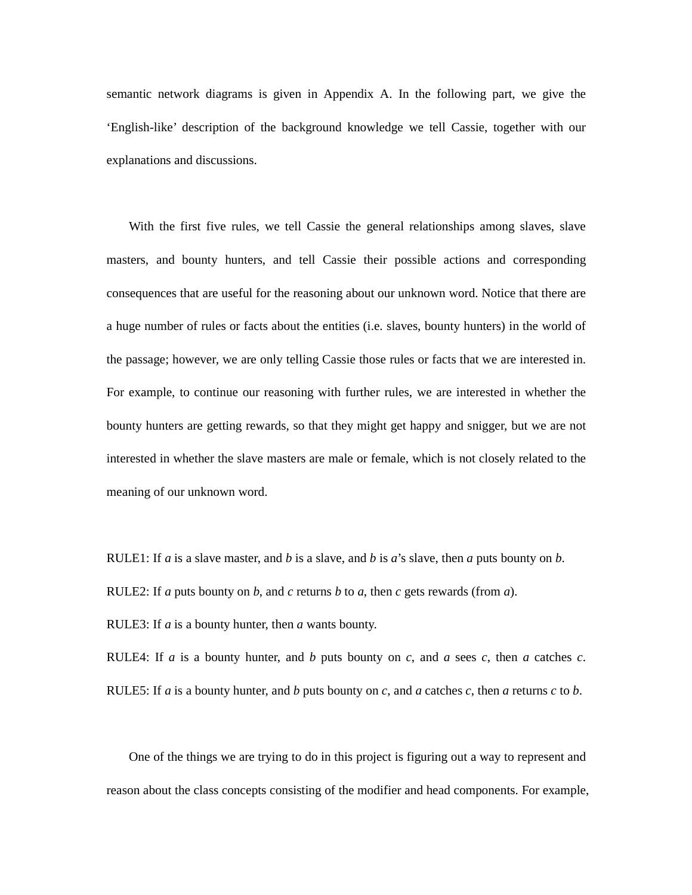semantic network diagrams is given in Appendix A. In the following part, we give the 'English-like' description of the background knowledge we tell Cassie, together with our explanations and discussions.

With the first five rules, we tell Cassie the general relationships among slaves, slave masters, and bounty hunters, and tell Cassie their possible actions and corresponding consequences that are useful for the reasoning about our unknown word. Notice that there are a huge number of rules or facts about the entities (i.e. slaves, bounty hunters) in the world of the passage; however, we are only telling Cassie those rules or facts that we are interested in. For example, to continue our reasoning with further rules, we are interested in whether the bounty hunters are getting rewards, so that they might get happy and snigger, but we are not interested in whether the slave masters are male or female, which is not closely related to the meaning of our unknown word.

RULE1: If *a* is a slave master, and *b* is a slave, and *b* is *a*'s slave, then *a* puts bounty on *b*.

RULE2: If *a* puts bounty on *b*, and *c* returns *b* to *a*, then *c* gets rewards (from *a*).

RULE3: If *a* is a bounty hunter, then *a* wants bounty.

RULE4: If *a* is a bounty hunter, and *b* puts bounty on *c*, and *a* sees *c*, then *a* catches *c*.

RULE5: If *a* is a bounty hunter, and *b* puts bounty on *c*, and *a* catches *c*, then *a* returns *c* to *b*.

One of the things we are trying to do in this project is figuring out a way to represent and reason about the class concepts consisting of the modifier and head components. For example,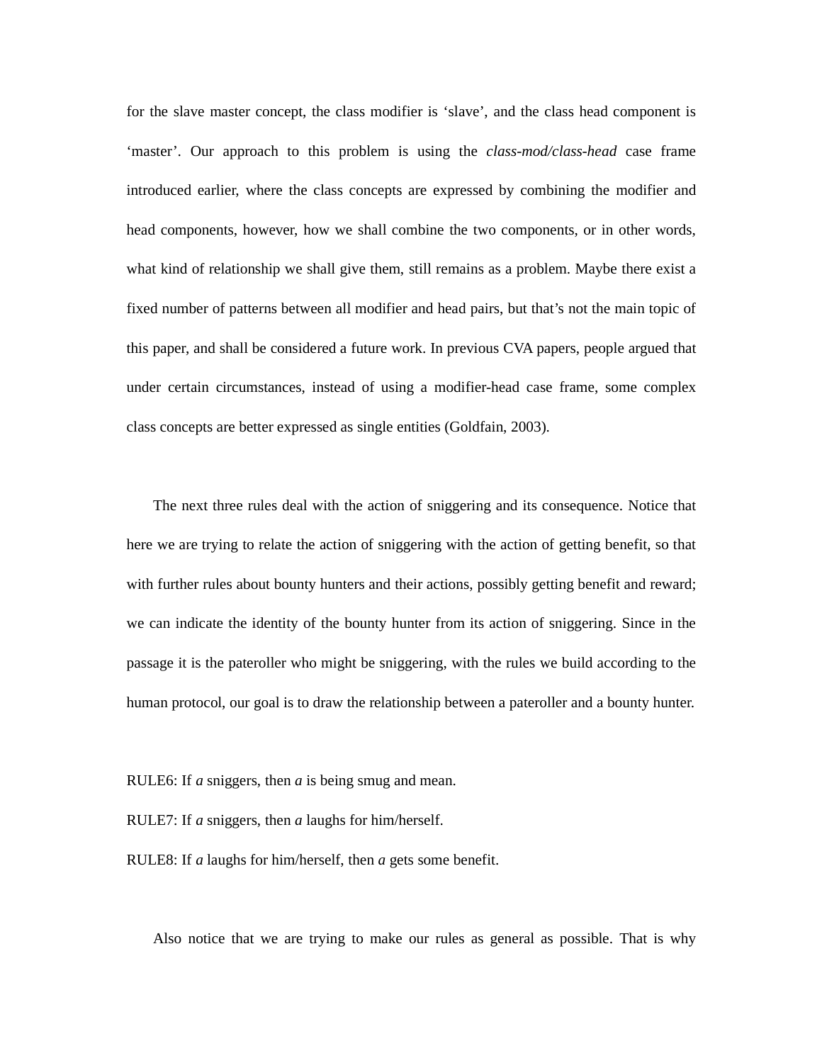for the slave master concept, the class modifier is 'slave', and the class head component is 'master'. Our approach to this problem is using the *class-mod/class-head* case frame introduced earlier, where the class concepts are expressed by combining the modifier and head components, however, how we shall combine the two components, or in other words, what kind of relationship we shall give them, still remains as a problem. Maybe there exist a fixed number of patterns between all modifier and head pairs, but that's not the main topic of this paper, and shall be considered a future work. In previous CVA papers, people argued that under certain circumstances, instead of using a modifier-head case frame, some complex class concepts are better expressed as single entities (Goldfain, 2003).

The next three rules deal with the action of sniggering and its consequence. Notice that here we are trying to relate the action of sniggering with the action of getting benefit, so that with further rules about bounty hunters and their actions, possibly getting benefit and reward; we can indicate the identity of the bounty hunter from its action of sniggering. Since in the passage it is the pateroller who might be sniggering, with the rules we build according to the human protocol, our goal is to draw the relationship between a pateroller and a bounty hunter.

RULE6: If *a* sniggers, then *a* is being smug and mean.

RULE7: If *a* sniggers, then *a* laughs for him/herself.

RULE8: If *a* laughs for him/herself, then *a* gets some benefit.

Also notice that we are trying to make our rules as general as possible. That is why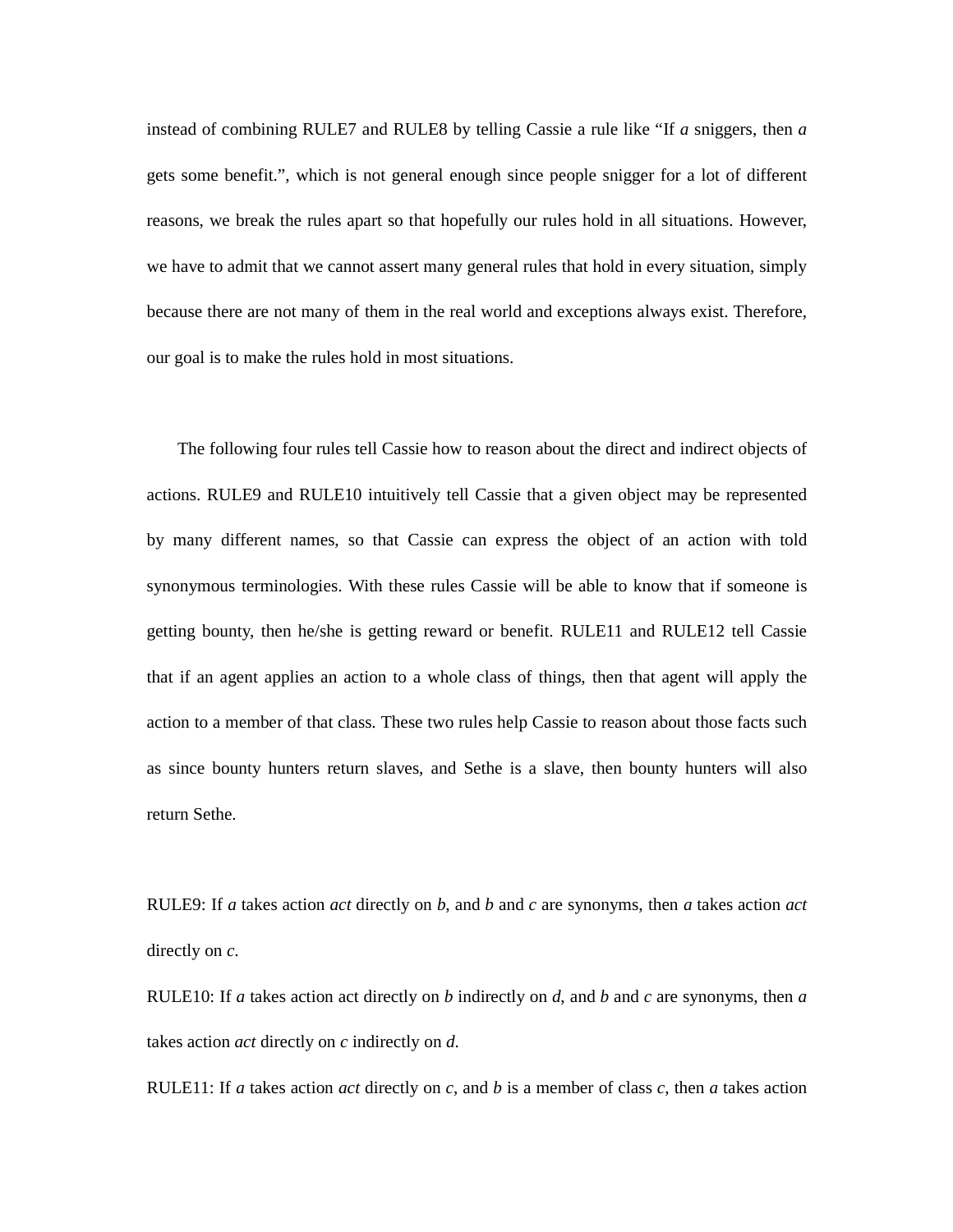instead of combining RULE7 and RULE8 by telling Cassie a rule like "If *a* sniggers, then *a* gets some benefit.", which is not general enough since people snigger for a lot of different reasons, we break the rules apart so that hopefully our rules hold in all situations. However, we have to admit that we cannot assert many general rules that hold in every situation, simply because there are not many of them in the real world and exceptions always exist. Therefore, our goal is to make the rules hold in most situations.

The following four rules tell Cassie how to reason about the direct and indirect objects of actions. RULE9 and RULE10 intuitively tell Cassie that a given object may be represented by many different names, so that Cassie can express the object of an action with told synonymous terminologies. With these rules Cassie will be able to know that if someone is getting bounty, then he/she is getting reward or benefit. RULE11 and RULE12 tell Cassie that if an agent applies an action to a whole class of things, then that agent will apply the action to a member of that class. These two rules help Cassie to reason about those facts such as since bounty hunters return slaves, and Sethe is a slave, then bounty hunters will also return Sethe.

RULE9: If *a* takes action *act* directly on *b*, and *b* and *c* are synonyms, then *a* takes action *act* directly on *c*.

RULE10: If *a* takes action act directly on *b* indirectly on *d*, and *b* and *c* are synonyms, then *a* takes action *act* directly on *c* indirectly on *d*.

RULE11: If *a* takes action *act* directly on *c*, and *b* is a member of class *c*, then *a* takes action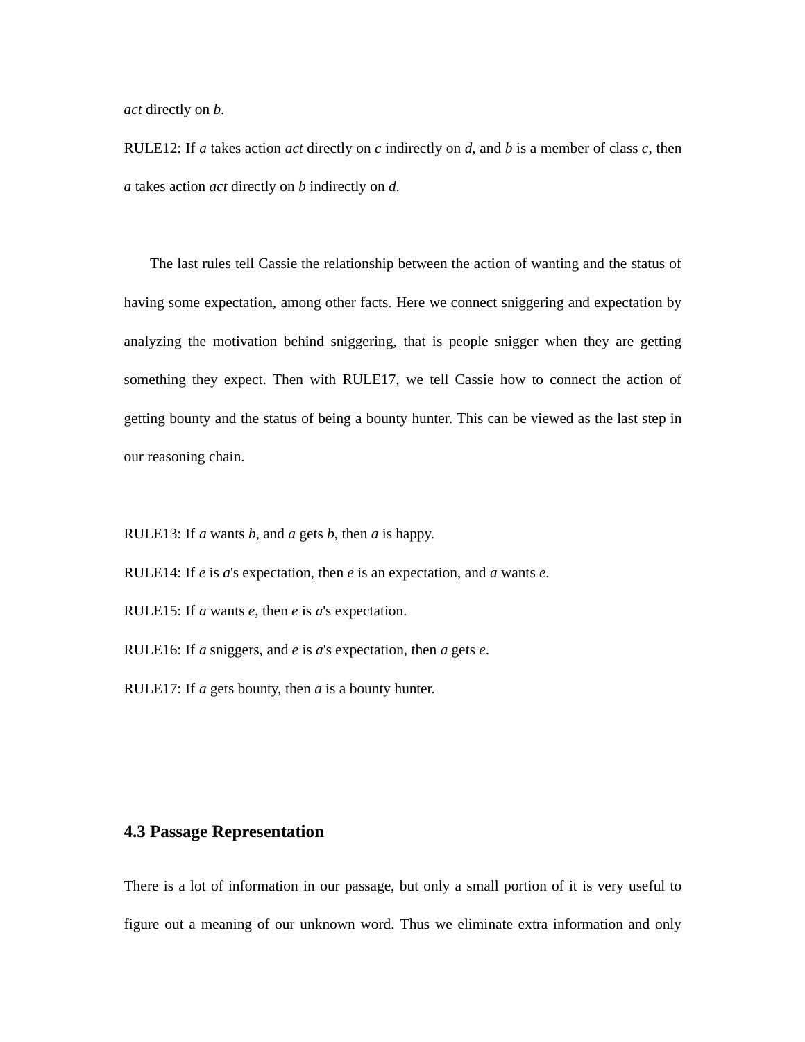*act* directly on *b*.

RULE12: If *a* takes action *act* directly on *c* indirectly on *d*, and *b* is a member of class *c*, then *a* takes action *act* directly on *b* indirectly on *d*.

The last rules tell Cassie the relationship between the action of wanting and the status of having some expectation, among other facts. Here we connect sniggering and expectation by analyzing the motivation behind sniggering, that is people snigger when they are getting something they expect. Then with RULE17, we tell Cassie how to connect the action of getting bounty and the status of being a bounty hunter. This can be viewed as the last step in our reasoning chain.

RULE13: If *a* wants *b*, and *a* gets *b*, then *a* is happy.

RULE14: If *e* is *a*'s expectation, then *e* is an expectation, and *a* wants *e*.

RULE15: If *a* wants *e*, then *e* is *a*'s expectation.

RULE16: If *a* sniggers, and *e* is *a*'s expectation, then *a* gets *e*.

RULE17: If *a* gets bounty, then *a* is a bounty hunter.

### 4.3 Passage Representation

There is a lot of information in our passage, but only a small portion of it is very useful to figure out a meaning of our unknown word. Thus we eliminate extra information and only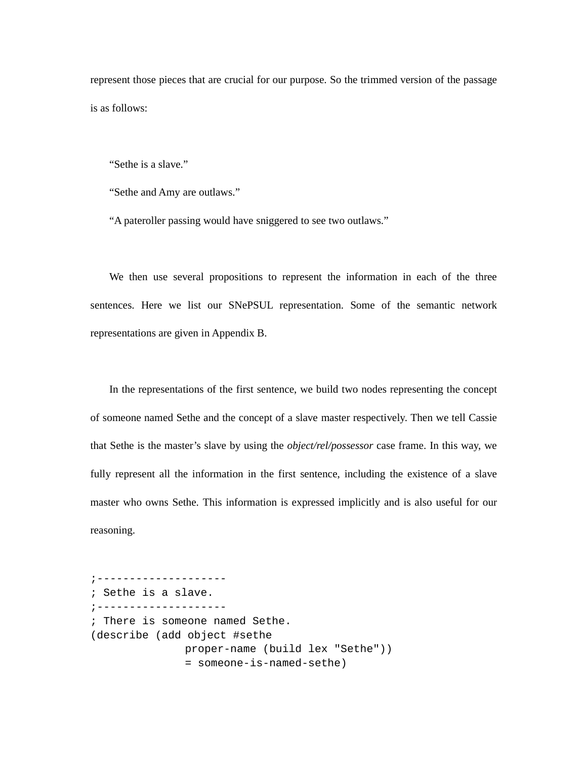represent those pieces that are crucial for our purpose. So the trimmed version of the passage is as follows:

"Sethe is a slave."

"Sethe and Amy are outlaws."

"A pateroller passing would have sniggered to see two outlaws."

We then use several propositions to represent the information in each of the three sentences. Here we list our SNePSUL representation. Some of the semantic network representations are given in Appendix B.

In the representations of the first sentence, we build two nodes representing the concept of someone named Sethe and the concept of a slave master respectively. Then we tell Cassie that Sethe is the master's slave by using the *object/rel/possessor* case frame. In this way, we fully represent all the information in the first sentence, including the existence of a slave master who owns Sethe. This information is expressed implicitly and is also useful for our reasoning.

```
;--------------------
; Sethe is a slave.
;--------------------
; There is someone named Sethe.
(describe (add object #sethe
               proper-name (build lex "Sethe"))
               = someone-is-named-sethe)
```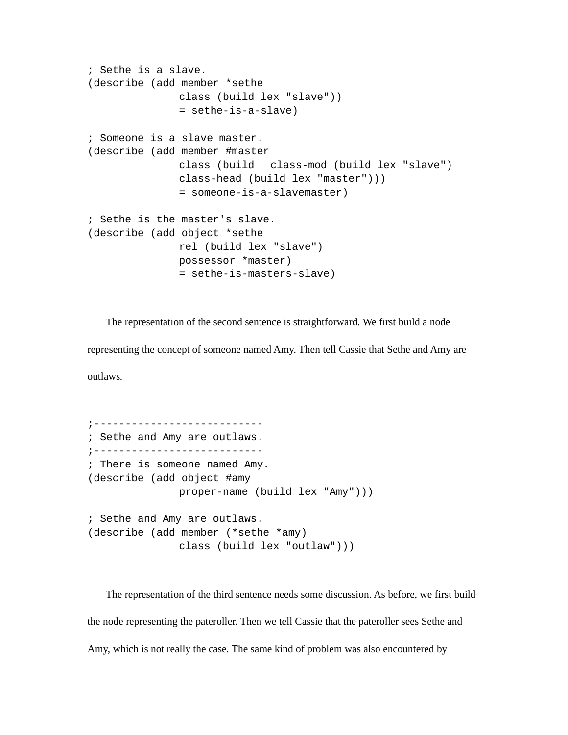```
; Sethe is a slave.
(describe (add member *sethe
               class (build lex "slave"))
               = sethe-is-a-slave)

; Someone is a slave master.
(describe (add member #master
               class (build   class-mod (build lex "slave")
               class-head (build lex "master")))
               = someone-is-a-slavemaster)

; Sethe is the master's slave.
(describe (add object *sethe
               rel (build lex "slave")
               possessor *master)
               = sethe-is-masters-slave)
```

The representation of the second sentence is straightforward. We first build a node representing the concept of someone named Amy. Then tell Cassie that Sethe and Amy are outlaws.

```
;---------------------------
; Sethe and Amy are outlaws.
;---------------------------
; There is someone named Amy.
(describe (add object #amy
               proper-name (build lex "Amy")))

; Sethe and Amy are outlaws.
(describe (add member (*sethe *amy)
               class (build lex "outlaw")))
```

The representation of the third sentence needs some discussion. As before, we first build the node representing the pateroller. Then we tell Cassie that the pateroller sees Sethe and Amy, which is not really the case. The same kind of problem was also encountered by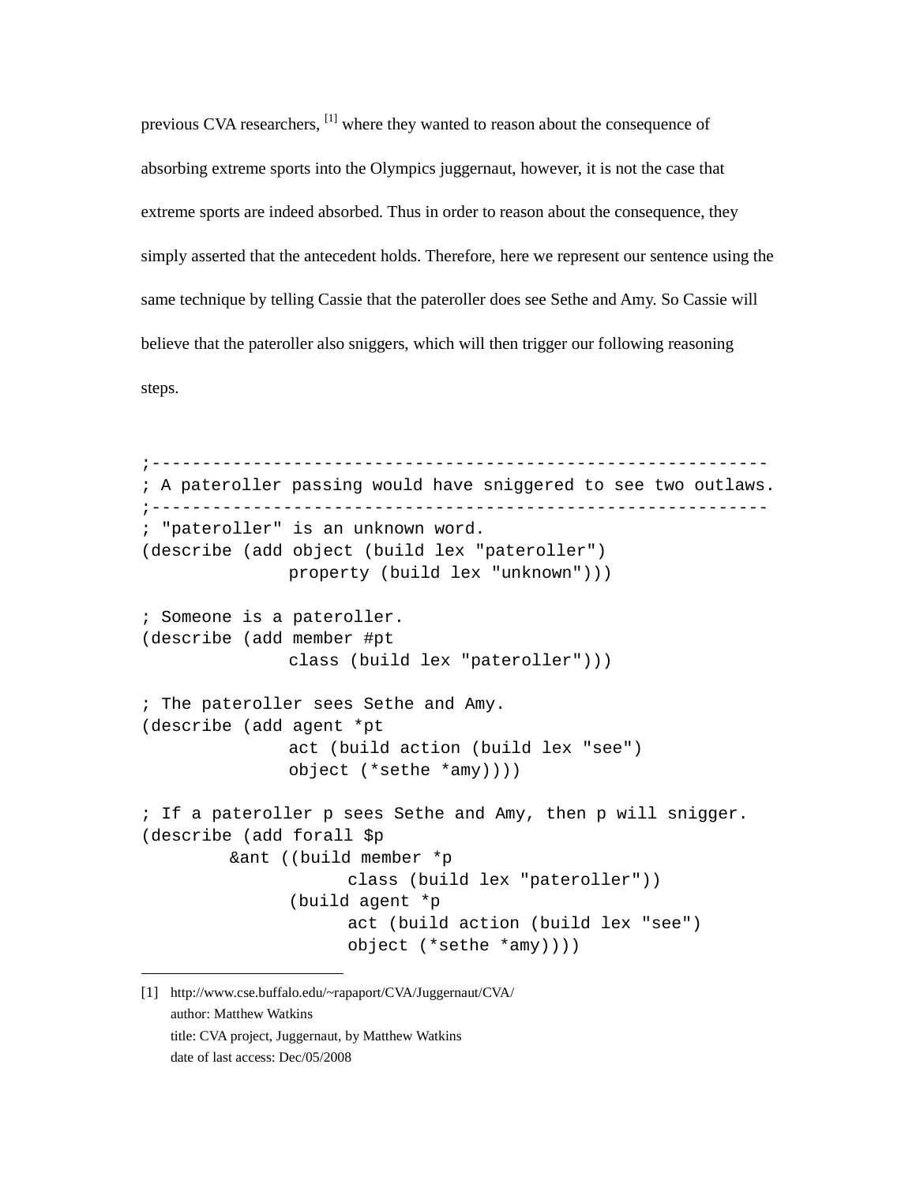previous CVA researchers, [1] where they wanted to reason about the consequence of absorbing extreme sports into the Olympics juggernaut, however, it is not the case that extreme sports are indeed absorbed. Thus in order to reason about the consequence, they simply asserted that the antecedent holds. Therefore, here we represent our sentence using the same technique by telling Cassie that the pateroller does see Sethe and Amy. So Cassie will believe that the pateroller also sniggers, which will then trigger our following reasoning steps.

```
;-------------------------------------------------------------
; A pateroller passing would have sniggered to see two outlaws.
;-------------------------------------------------------------
; "pateroller" is an unknown word.
(describe (add object (build lex "pateroller")
               property (build lex "unknown")))

; Someone is a pateroller.
(describe (add member #pt
               class (build lex "pateroller")))

; The pateroller sees Sethe and Amy.
(describe (add agent *pt
               act (build action (build lex "see")
               object (*sethe *amy))))

; If a pateroller p sees Sethe and Amy, then p will snigger.
(describe (add forall $p
         &ant ((build member *p
                     class (build lex "pateroller"))
               (build agent *p
                     act (build action (build lex "see")
                     object (*sethe *amy))))
```

[1] http://www.cse.buffalo.edu/~rapaport/CVA/Juggernaut/CVA/
author: Matthew Watkins
title: CVA project, Juggernaut, by Matthew Watkins
date of last access: Dec/05/2008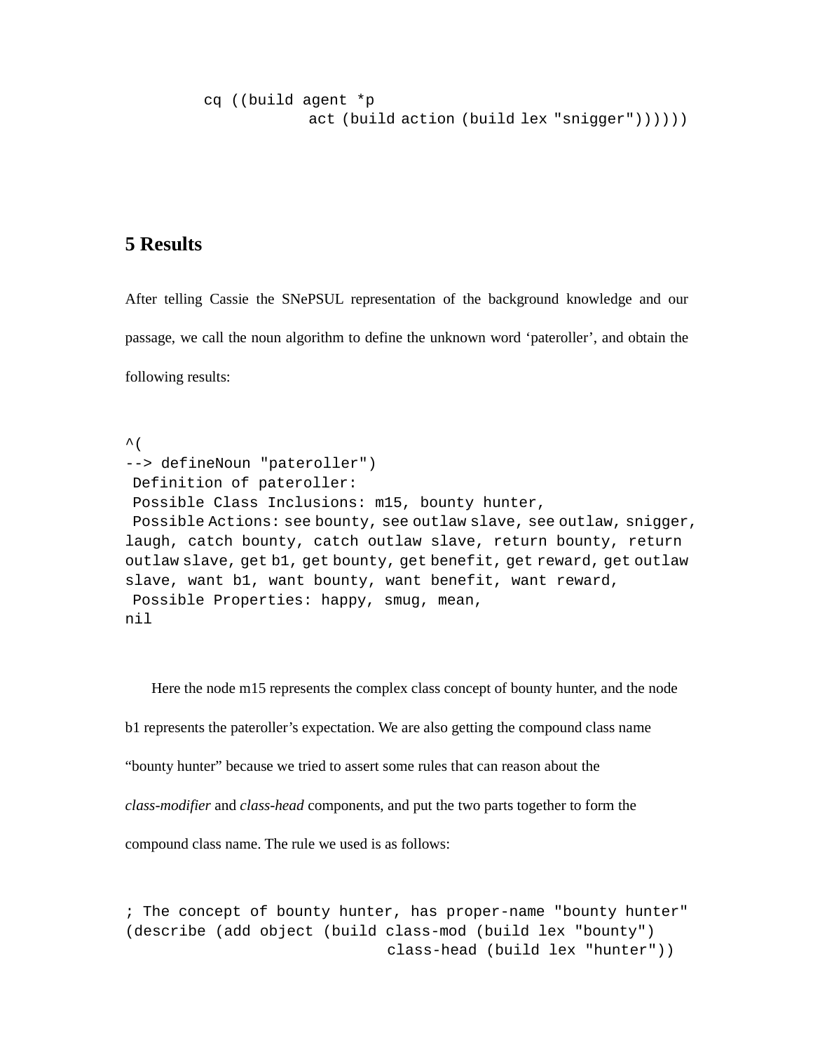```
cq ((build agent *p
           act (build action (build lex "snigger"))))))
```

## 5 Results

After telling Cassie the SNePSUL representation of the background knowledge and our passage, we call the noun algorithm to define the unknown word 'pateroller', and obtain the following results:

```
^(
--> defineNoun "pateroller")
 Definition of pateroller:
 Possible Class Inclusions: m15, bounty hunter,
 Possible Actions: see bounty, see outlaw slave, see outlaw, snigger,
laugh, catch bounty, catch outlaw slave, return bounty, return
outlaw slave, get b1, get bounty, get benefit, get reward, get outlaw
slave, want b1, want bounty, want benefit, want reward,
 Possible Properties: happy, smug, mean,
nil
```

Here the node m15 represents the complex class concept of bounty hunter, and the node b1 represents the pateroller's expectation. We are also getting the compound class name "bounty hunter" because we tried to assert some rules that can reason about the *class-modifier* and *class-head* components, and put the two parts together to form the compound class name. The rule we used is as follows:

```
; The concept of bounty hunter, has proper-name "bounty hunter"
(describe (add object (build class-mod (build lex "bounty")
                             class-head (build lex "hunter"))
```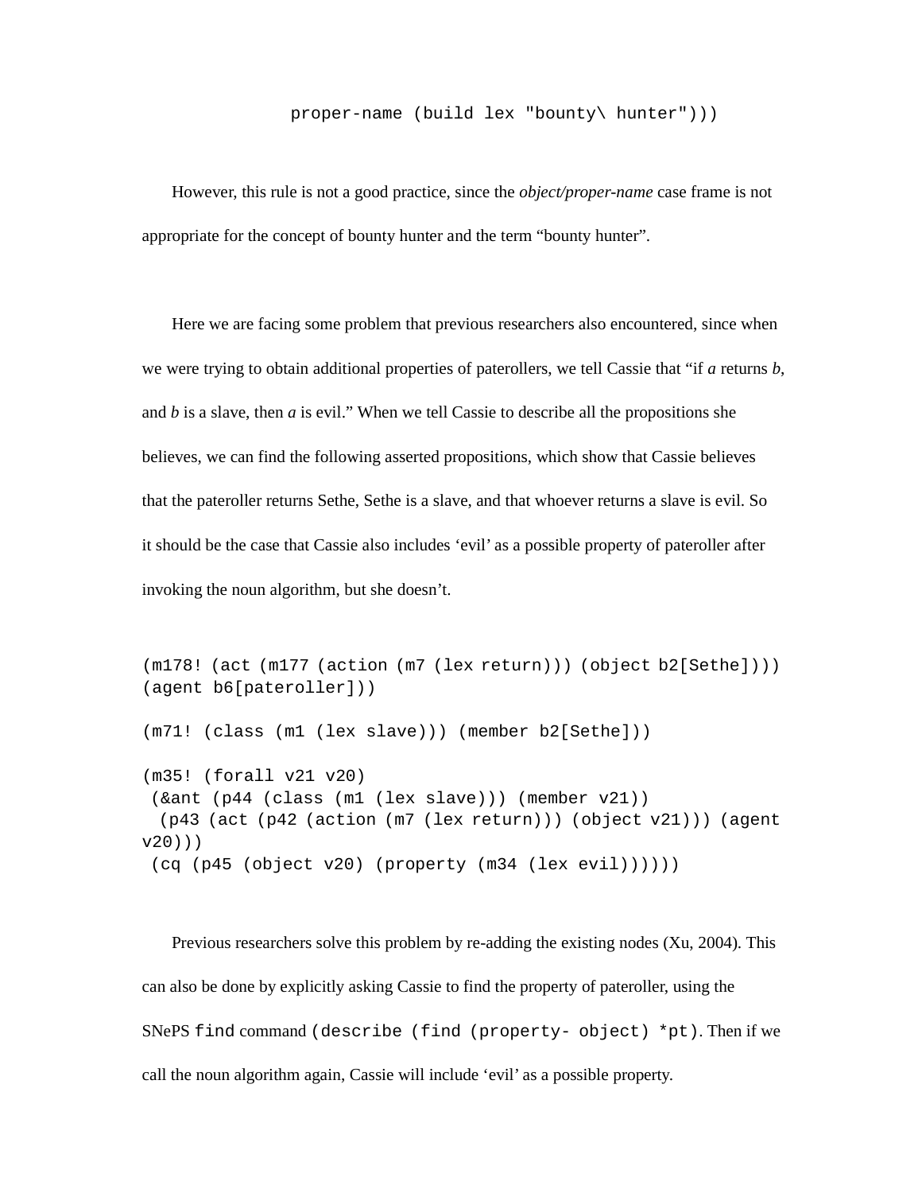```
                proper-name (build lex "bounty\ hunter")))
```

However, this rule is not a good practice, since the *object/proper-name* case frame is not appropriate for the concept of bounty hunter and the term "bounty hunter".

Here we are facing some problem that previous researchers also encountered, since when we were trying to obtain additional properties of paterollers, we tell Cassie that "if *a* returns *b*, and *b* is a slave, then *a* is evil." When we tell Cassie to describe all the propositions she believes, we can find the following asserted propositions, which show that Cassie believes that the pateroller returns Sethe, Sethe is a slave, and that whoever returns a slave is evil. So it should be the case that Cassie also includes 'evil' as a possible property of pateroller after invoking the noun algorithm, but she doesn't.

```
(m178! (act (m177 (action (m7 (lex return))) (object b2[Sethe])))
(agent b6[pateroller]))

(m71! (class (m1 (lex slave))) (member b2[Sethe]))

(m35! (forall v21 v20)
 (&ant (p44 (class (m1 (lex slave))) (member v21))
  (p43 (act (p42 (action (m7 (lex return))) (object v21))) (agent
v20)))
 (cq (p45 (object v20) (property (m34 (lex evil))))))
```

Previous researchers solve this problem by re-adding the existing nodes (Xu, 2004). This can also be done by explicitly asking Cassie to find the property of pateroller, using the SNePS `find` command `(describe (find (property- object) *pt)`. Then if we call the noun algorithm again, Cassie will include 'evil' as a possible property.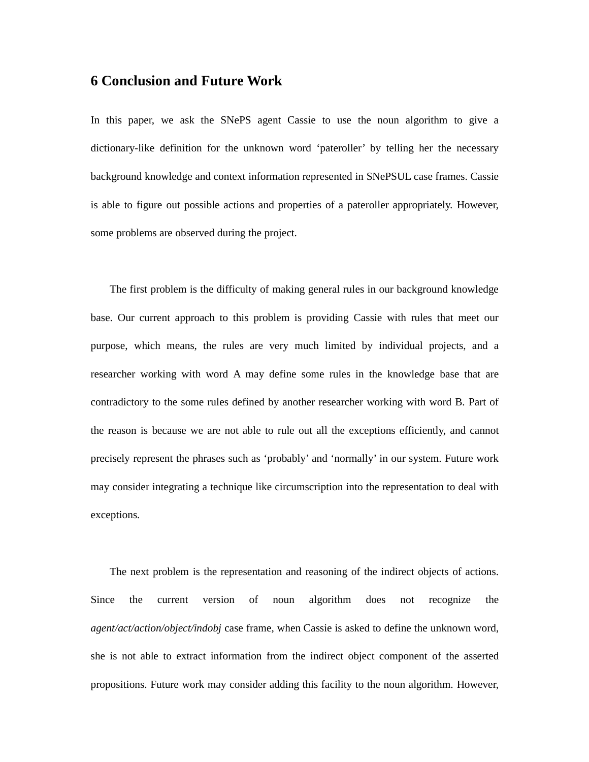# 6 Conclusion and Future Work

In this paper, we ask the SNePS agent Cassie to use the noun algorithm to give a dictionary-like definition for the unknown word 'pateroller' by telling her the necessary background knowledge and context information represented in SNePSUL case frames. Cassie is able to figure out possible actions and properties of a pateroller appropriately. However, some problems are observed during the project.

The first problem is the difficulty of making general rules in our background knowledge base. Our current approach to this problem is providing Cassie with rules that meet our purpose, which means, the rules are very much limited by individual projects, and a researcher working with word A may define some rules in the knowledge base that are contradictory to the some rules defined by another researcher working with word B. Part of the reason is because we are not able to rule out all the exceptions efficiently, and cannot precisely represent the phrases such as 'probably' and 'normally' in our system. Future work may consider integrating a technique like circumscription into the representation to deal with exceptions.

The next problem is the representation and reasoning of the indirect objects of actions. Since the current version of noun algorithm does not recognize the *agent/act/action/object/indobj* case frame, when Cassie is asked to define the unknown word, she is not able to extract information from the indirect object component of the asserted propositions. Future work may consider adding this facility to the noun algorithm. However,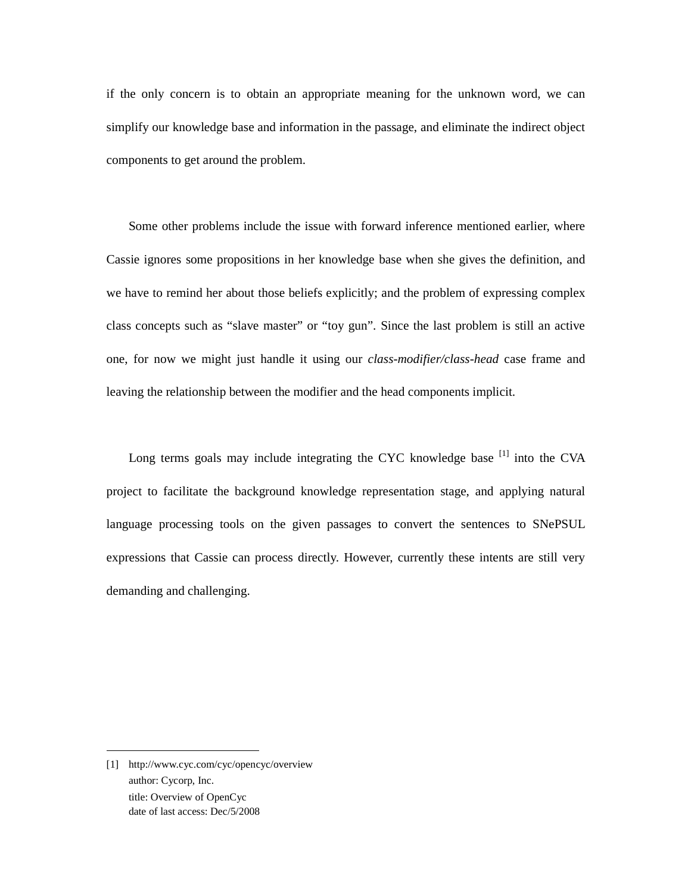if the only concern is to obtain an appropriate meaning for the unknown word, we can simplify our knowledge base and information in the passage, and eliminate the indirect object components to get around the problem.

Some other problems include the issue with forward inference mentioned earlier, where Cassie ignores some propositions in her knowledge base when she gives the definition, and we have to remind her about those beliefs explicitly; and the problem of expressing complex class concepts such as “slave master” or “toy gun”. Since the last problem is still an active one, for now we might just handle it using our *class-modifier/class-head* case frame and leaving the relationship between the modifier and the head components implicit.

Long terms goals may include integrating the CYC knowledge base [1] into the CVA project to facilitate the background knowledge representation stage, and applying natural language processing tools on the given passages to convert the sentences to SNePSUL expressions that Cassie can process directly. However, currently these intents are still very demanding and challenging.

---

[1] http://www.cyc.com/cyc/opencyc/overview
author: Cycorp, Inc.
title: Overview of OpenCyc
date of last access: Dec/5/2008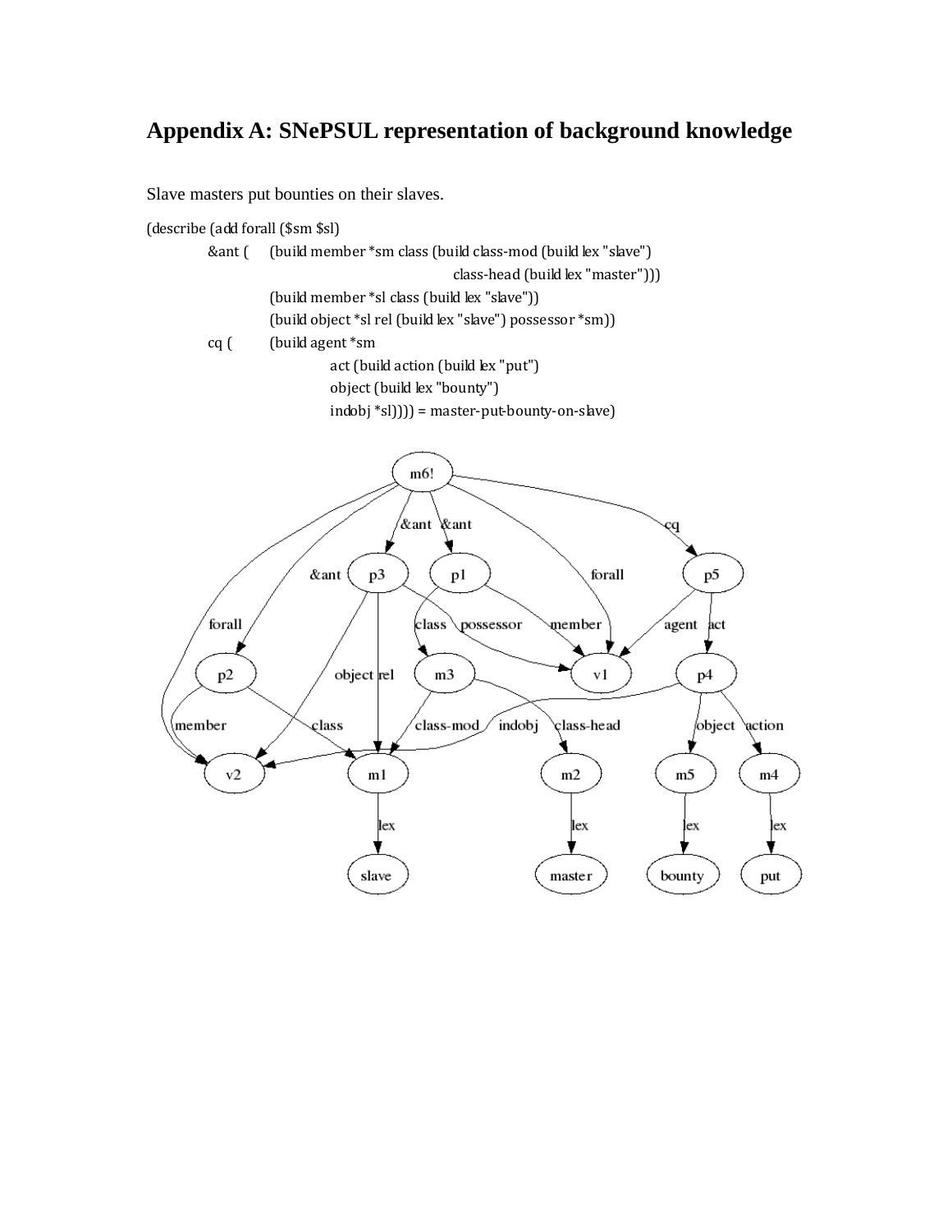# Appendix A: SNePSUL representation of background knowledge

Slave masters put bounties on their slaves.

```
(describe (add forall ($sm $sl)
        &ant (    (build member *sm class (build class-mod (build lex "slave")
                                          class-head (build lex "master")))
                  (build member *sl class (build lex "slave"))
                  (build object *sl rel (build lex "slave") possessor *sm))
        cq (      (build agent *sm
                        act (build action (build lex "put")
                        object (build lex "bounty")
                        indobj *sl)))) = master-put-bounty-on-slave)
```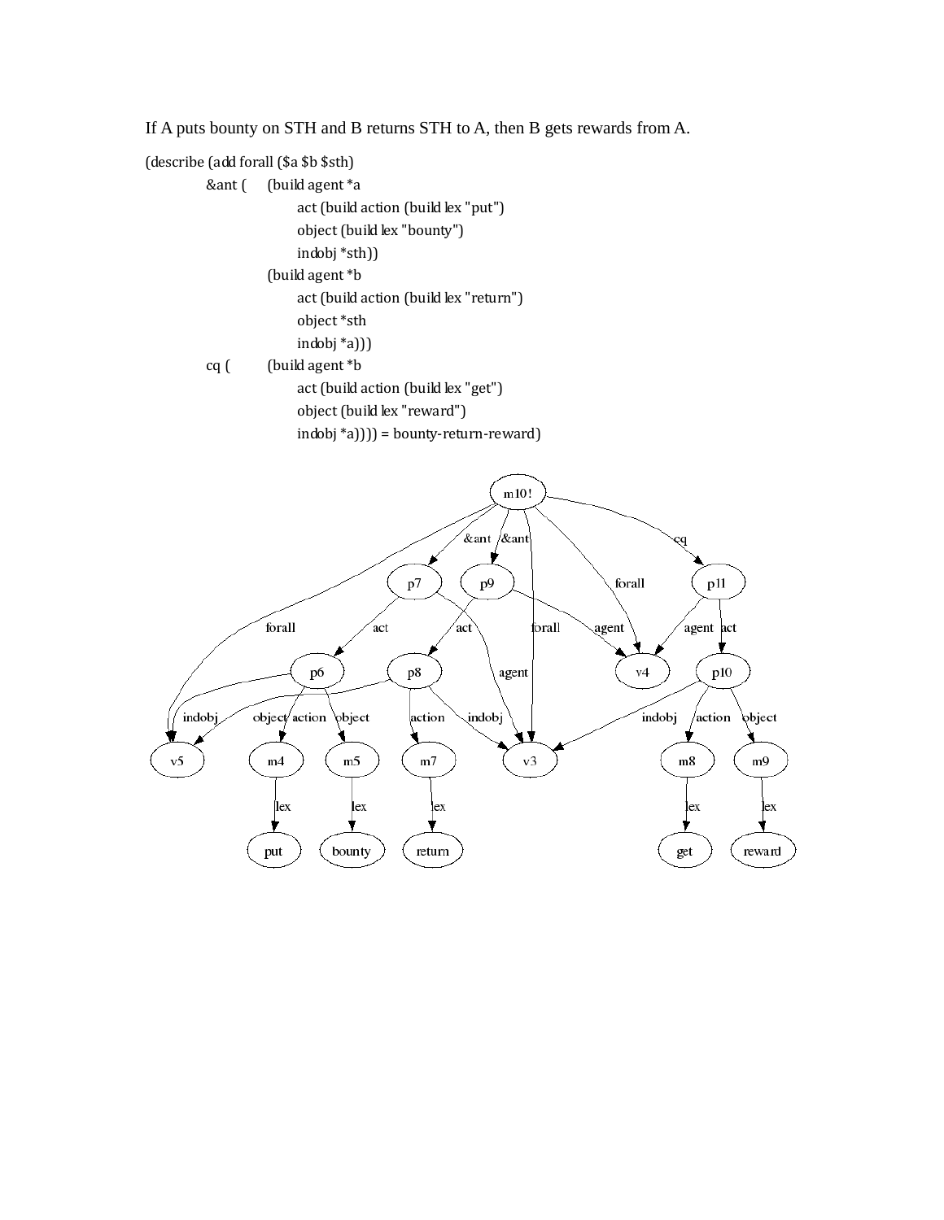If A puts bounty on STH and B returns STH to A, then B gets rewards from A.

```
(describe (add forall ($a $b $sth)
        &ant (    (build agent *a
                        act (build action (build lex "put")
                        object (build lex "bounty")
                        indobj *sth))
                  (build agent *b
                        act (build action (build lex "return")
                        object *sth
                        indobj *a)))
        cq (      (build agent *b
                        act (build action (build lex "get")
                        object (build lex "reward")
                        indobj *a)))) = bounty-return-reward)
```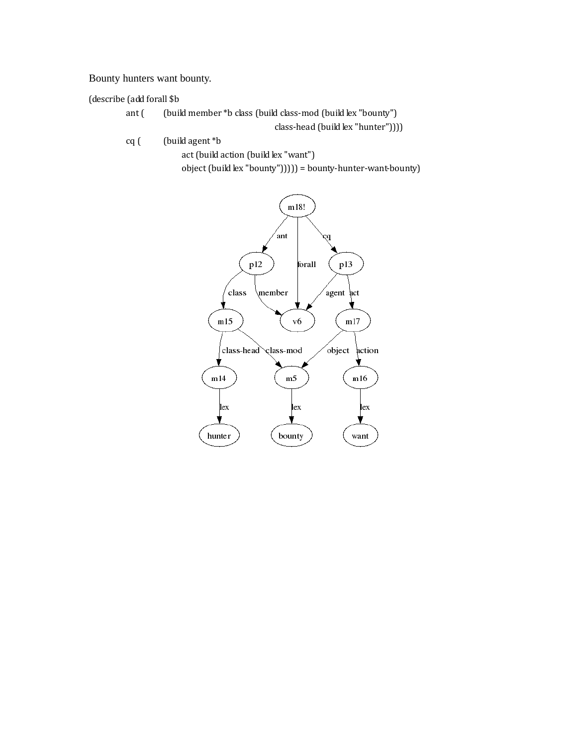Bounty hunters want bounty.

```
(describe (add forall $b
        ant (     (build member *b class (build class-mod (build lex "bounty")
                                                 class-head (build lex "hunter"))))
        cq (      (build agent *b
                        act (build action (build lex "want")
                        object (build lex "bounty")))))) = bounty-hunter-want-bounty)
```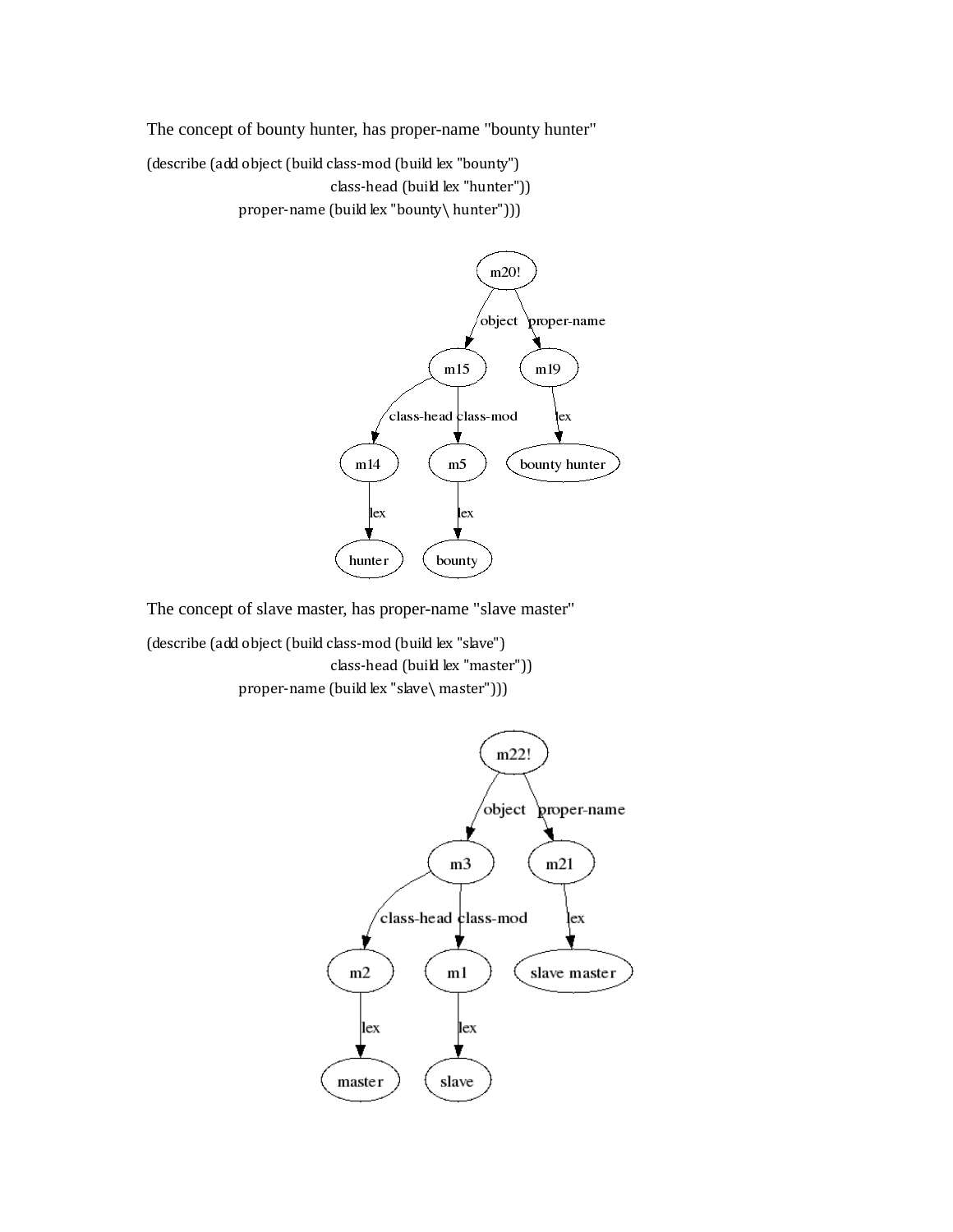The concept of bounty hunter, has proper-name "bounty hunter"

```
(describe (add object (build class-mod (build lex "bounty")
                             class-head (build lex "hunter"))
               proper-name (build lex "bounty\ hunter")))
```

The concept of slave master, has proper-name "slave master"

```
(describe (add object (build class-mod (build lex "slave")
                             class-head (build lex "master"))
               proper-name (build lex "slave\ master")))
```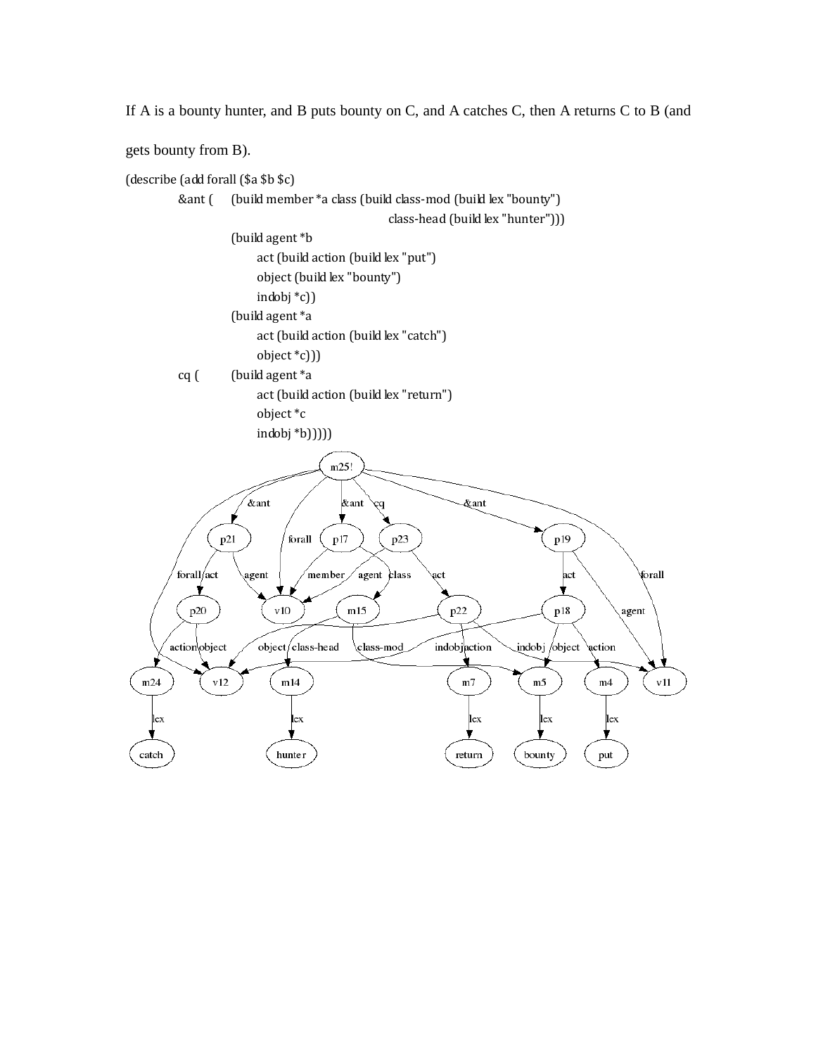If A is a bounty hunter, and B puts bounty on C, and A catches C, then A returns C to B (and gets bounty from B).

```
(describe (add forall ($a $b $c)
        &ant (    (build member *a class (build class-mod (build lex "bounty")
                                            class-head (build lex "hunter")))
                  (build agent *b
                        act (build action (build lex "put")
                        object (build lex "bounty")
                        indobj *c))
                  (build agent *a
                        act (build action (build lex "catch")
                        object *c)))
        cq (      (build agent *a
                        act (build action (build lex "return")
                        object *c
                        indobj *b)))))
```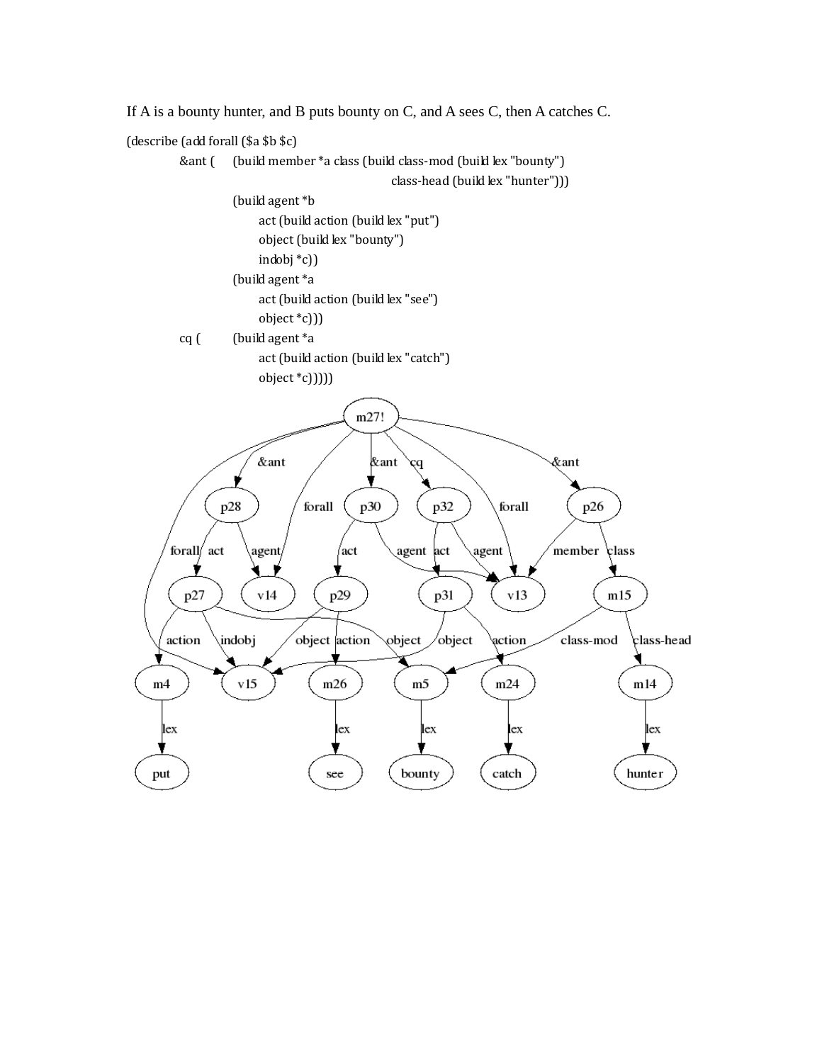If A is a bounty hunter, and B puts bounty on C, and A sees C, then A catches C.

```
(describe (add forall ($a $b $c)
        &ant (    (build member *a class (build class-mod (build lex "bounty")
                                           class-head (build lex "hunter")))
                  (build agent *b
                       act (build action (build lex "put")
                       object (build lex "bounty")
                       indobj *c))
                  (build agent *a
                       act (build action (build lex "see")
                       object *c)))
        cq (      (build agent *a
                       act (build action (build lex "catch")
                       object *c)))))
```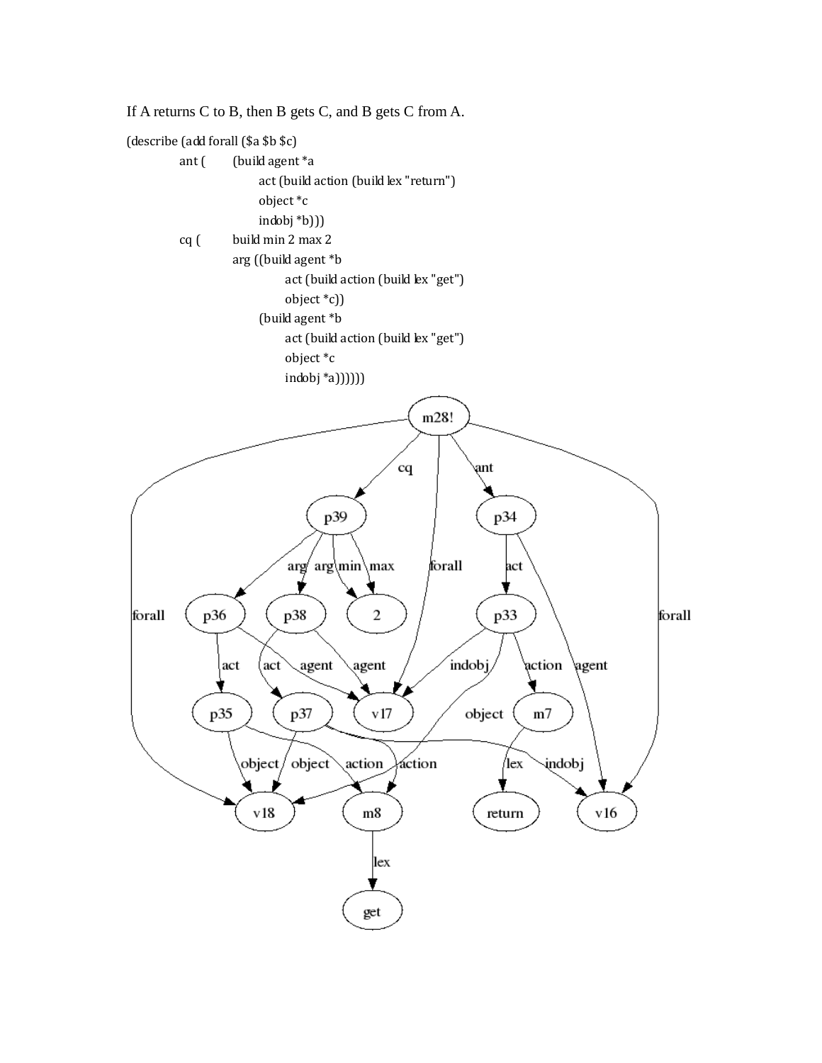If A returns C to B, then B gets C, and B gets C from A.

```
(describe (add forall ($a $b $c)
        ant (   (build agent *a
                        act (build action (build lex "return")
                        object *c
                        indobj *b)))
        cq (    build min 2 max 2
                arg ((build agent *b
                        act (build action (build lex "get")
                        object *c))
                     (build agent *b
                        act (build action (build lex "get")
                        object *c
                        indobj *a))))))
```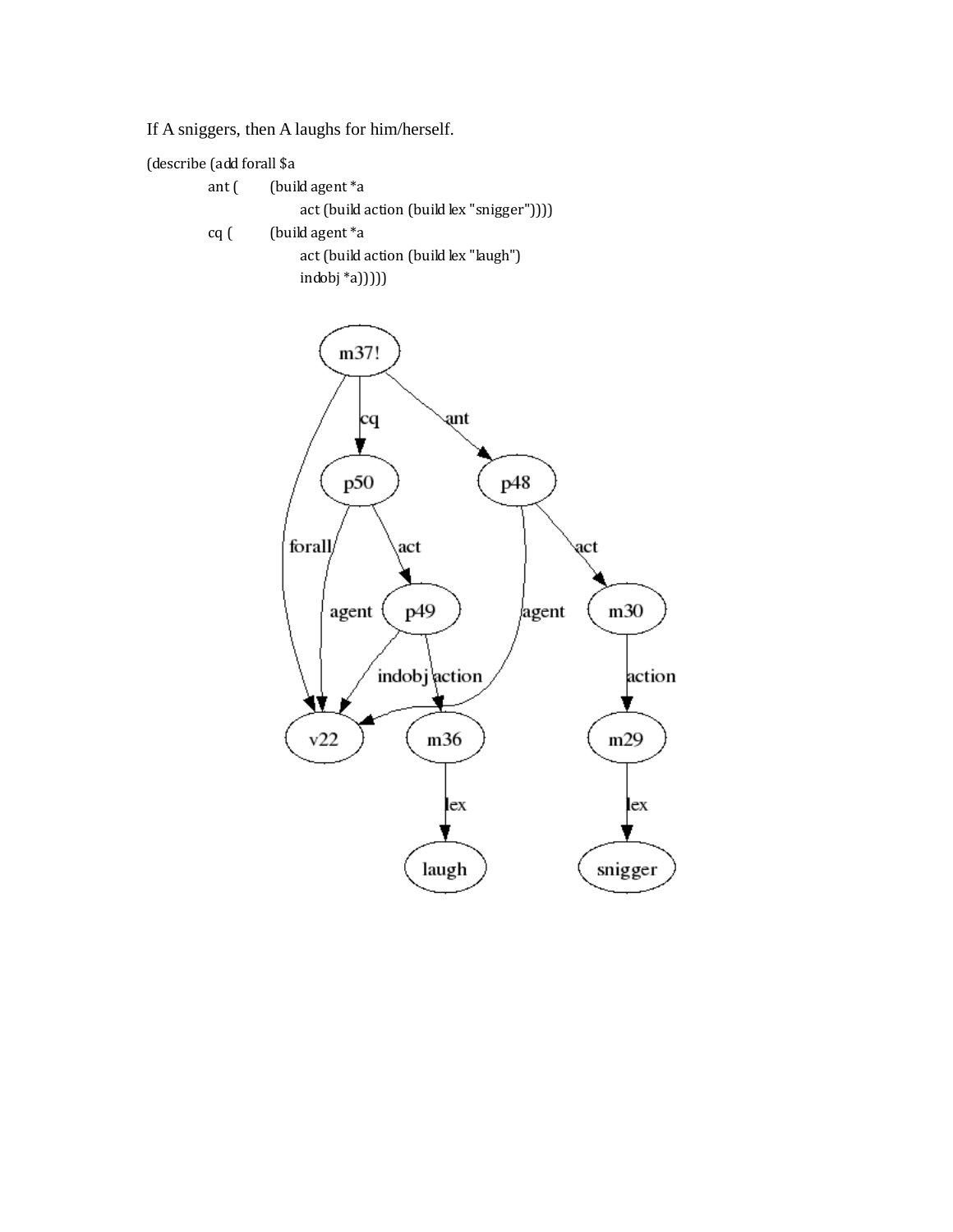If A sniggers, then A laughs for him/herself.

```
(describe (add forall $a
        ant (       (build agent *a
                        act (build action (build lex "snigger"))))
        cq (        (build agent *a
                        act (build action (build lex "laugh")
                        indobj *a)))))
```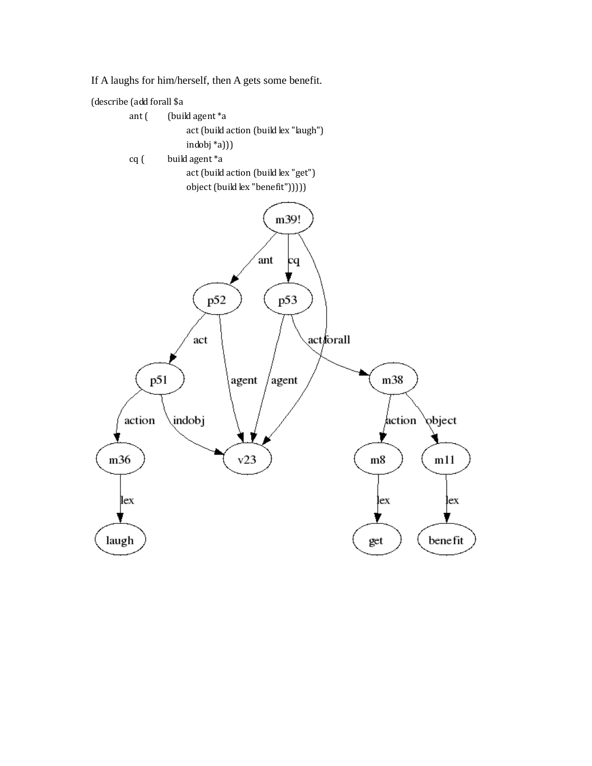If A laughs for him/herself, then A gets some benefit.

```
(describe (add forall $a
        ant (     (build agent *a
                  act (build action (build lex "laugh")
                  indobj *a)))
        cq (      build agent *a
                  act (build action (build lex "get")
                  object (build lex "benefit")))))
```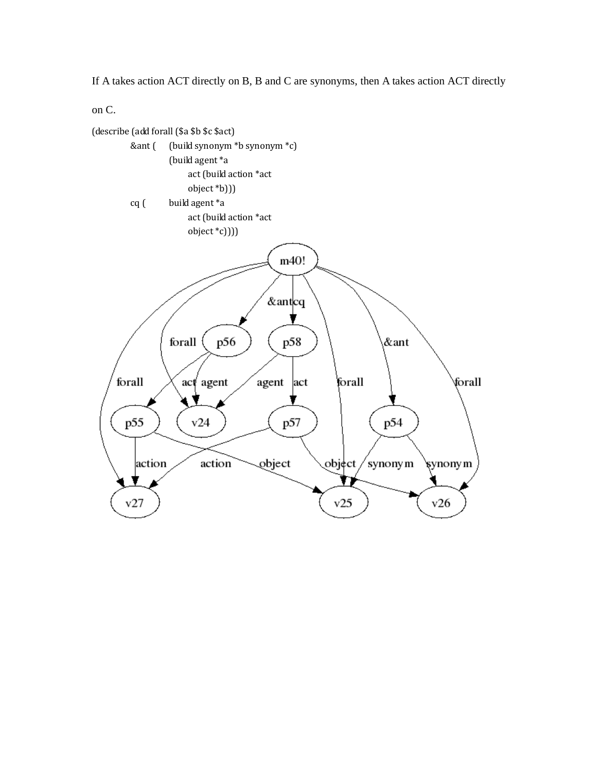If A takes action ACT directly on B, B and C are synonyms, then A takes action ACT directly on C.

```
(describe (add forall ($a $b $c $act)
          &ant (     (build synonym *b synonym *c)
                     (build agent *a
                          act (build action *act
                          object *b)))
          cq (       build agent *a
                          act (build action *act
                          object *c))))
```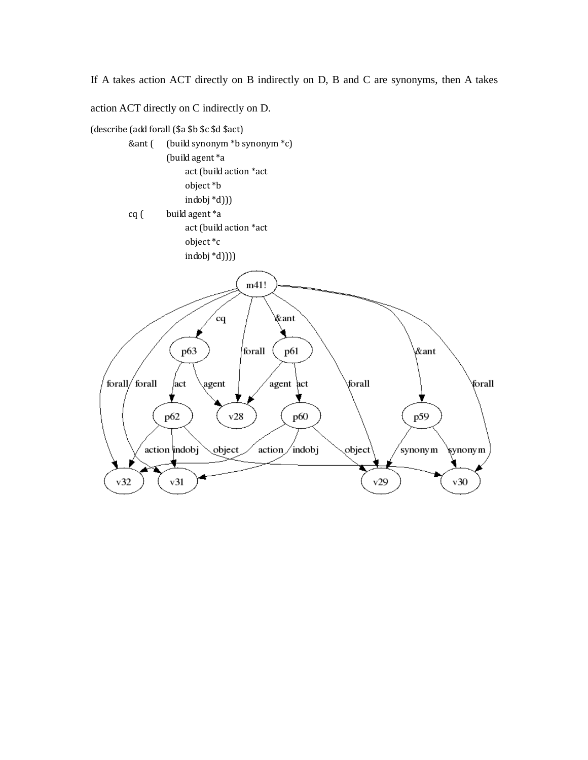If A takes action ACT directly on B indirectly on D, B and C are synonyms, then A takes action ACT directly on C indirectly on D.

```
(describe (add forall ($a $b $c $d $act)
        &ant (    (build synonym *b synonym *c)
                  (build agent *a
                       act (build action *act
                       object *b
                       indobj *d)))
        cq (      build agent *a
                       act (build action *act
                       object *c
                       indobj *d))))
```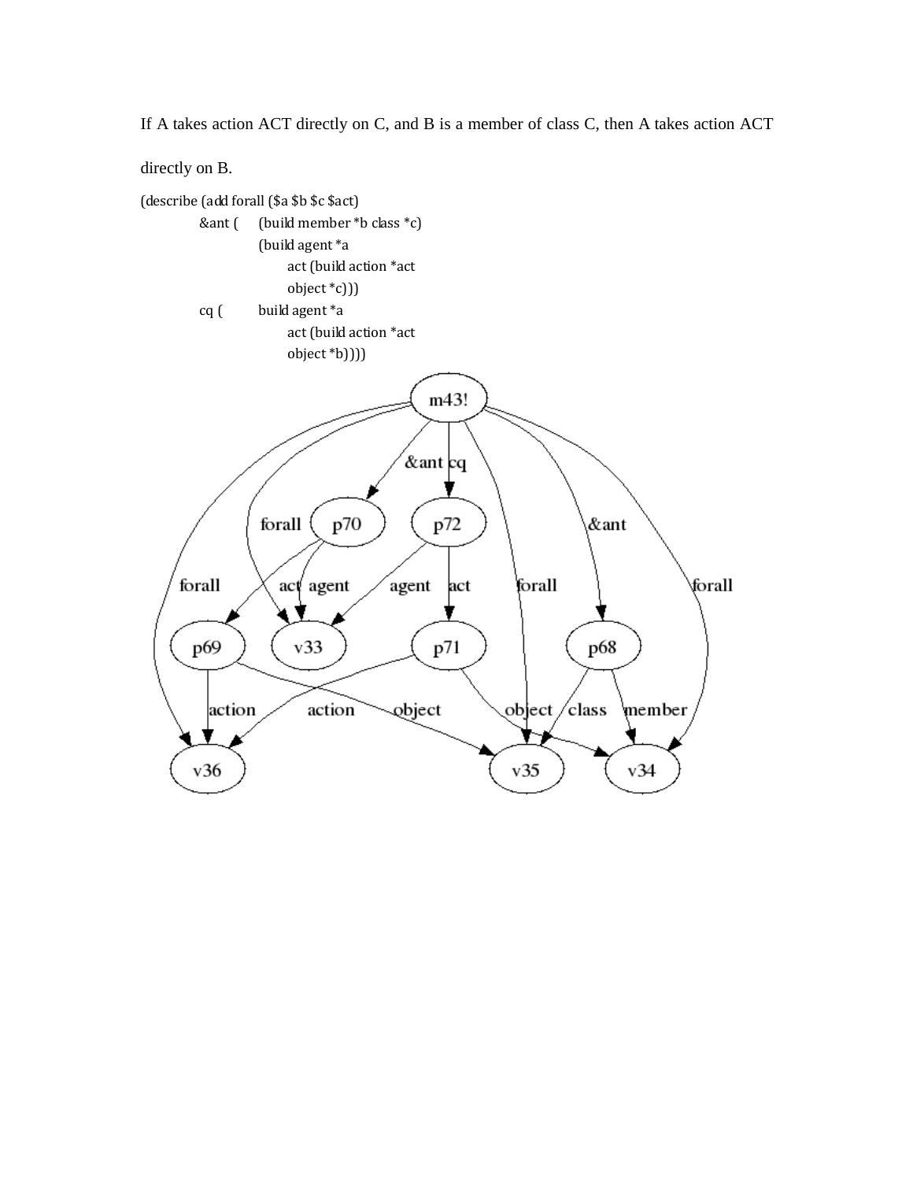If A takes action ACT directly on C, and B is a member of class C, then A takes action ACT directly on B.

```
(describe (add forall ($a $b $c $act)
        &ant (    (build member *b class *c)
                  (build agent *a
                        act (build action *act
                        object *c)))
        cq (      build agent *a
                        act (build action *act
                        object *b))))
```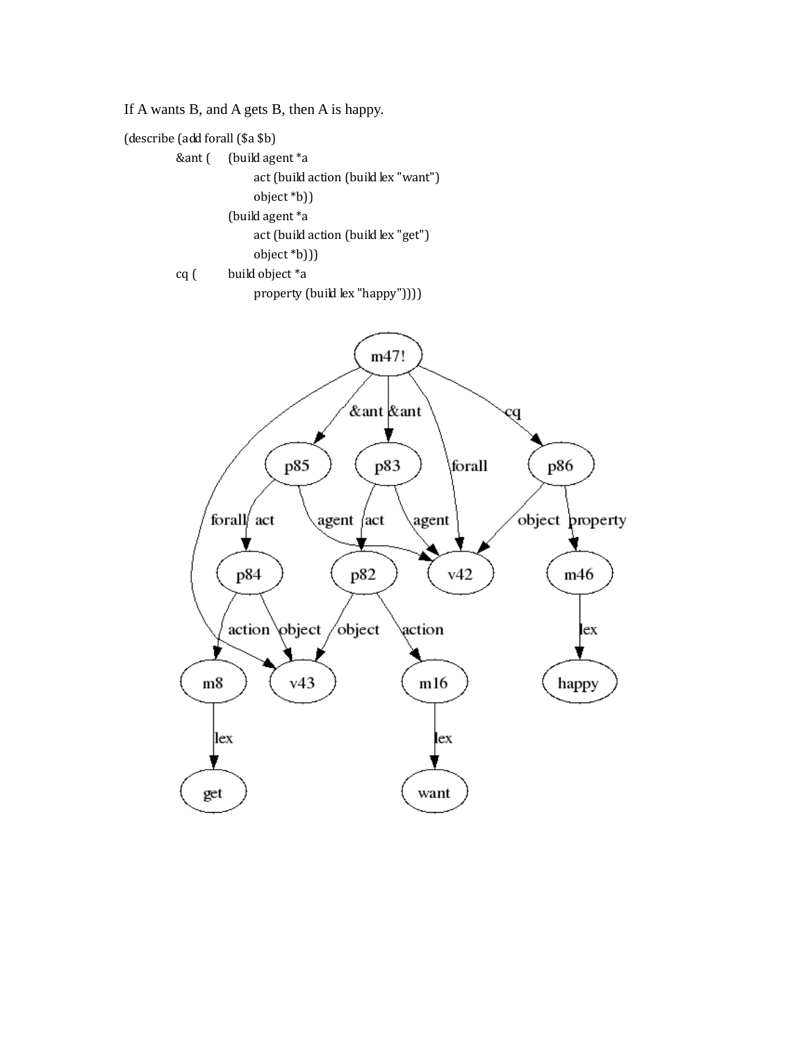If A wants B, and A gets B, then A is happy.

```
(describe (add forall ($a $b)
        &ant (    (build agent *a
                        act (build action (build lex "want")
                        object *b))
                  (build agent *a
                        act (build action (build lex "get")
                        object *b)))
        cq (      build object *a
                        property (build lex "happy"))))
```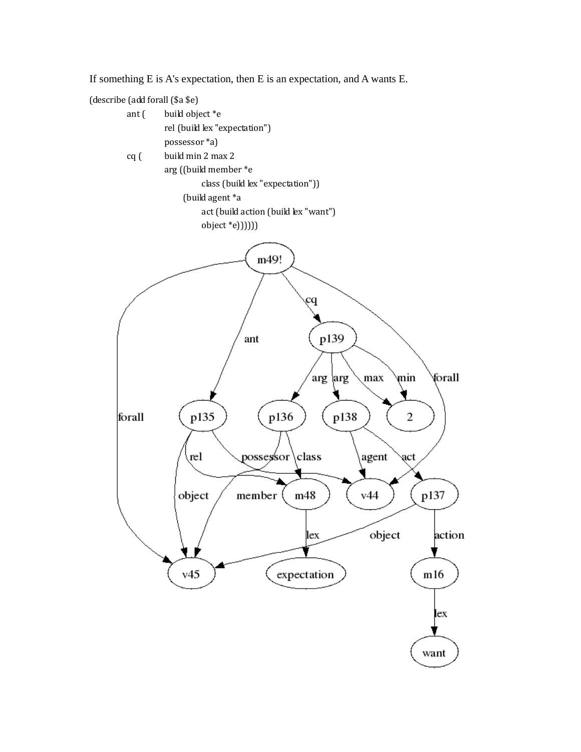If something E is A's expectation, then E is an expectation, and A wants E.

```
(describe (add forall ($a $e)
        ant (   build object *e
                rel (build lex "expectation")
                possessor *a)
        cq (    build min 2 max 2
                arg ((build member *e
                        class (build lex "expectation"))
                     (build agent *a
                        act (build action (build lex "want")
                        object *e))))))
```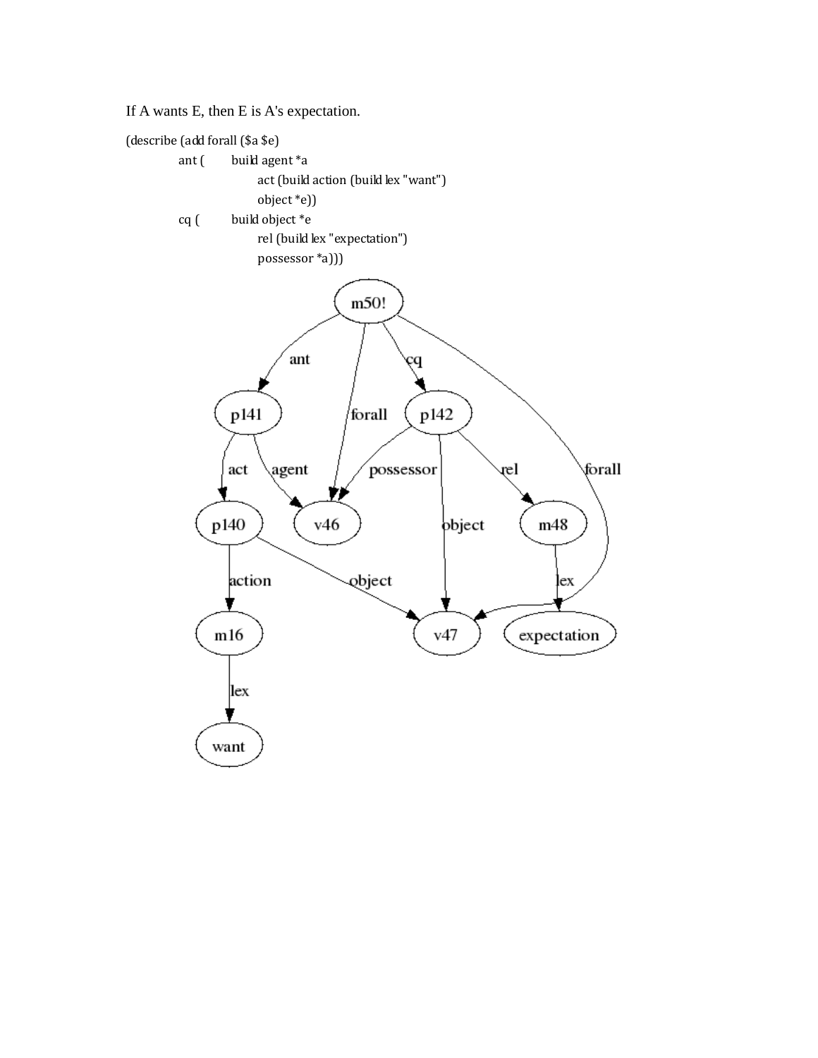If A wants E, then E is A's expectation.

```
(describe (add forall ($a $e)
        ant (   build agent *a
                act (build action (build lex "want")
                object *e))
        cq (    build object *e
                rel (build lex "expectation")
                possessor *a)))
```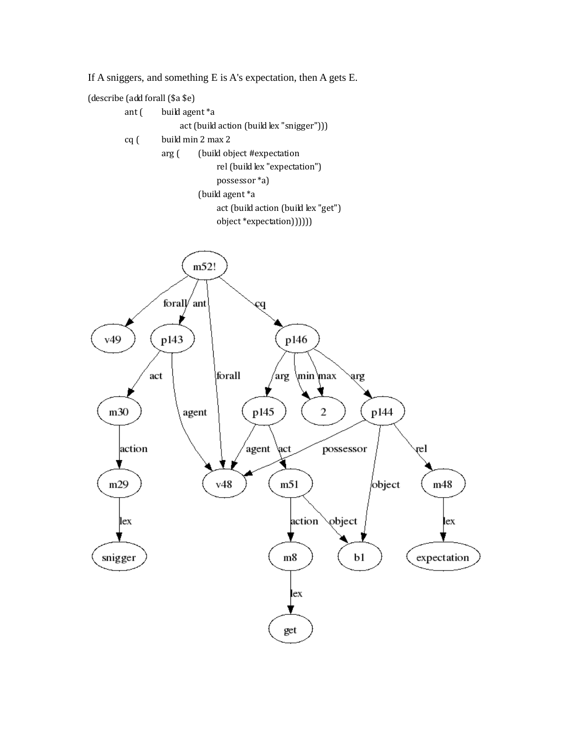If A sniggers, and something E is A's expectation, then A gets E.

```
(describe (add forall ($a $e)
        ant (   build agent *a
                    act (build action (build lex "snigger")))
        cq (    build min 2 max 2
                arg (   (build object #expectation
                            rel (build lex "expectation")
                            possessor *a)
                        (build agent *a
                            act (build action (build lex "get")
                            object *expectation))))))
```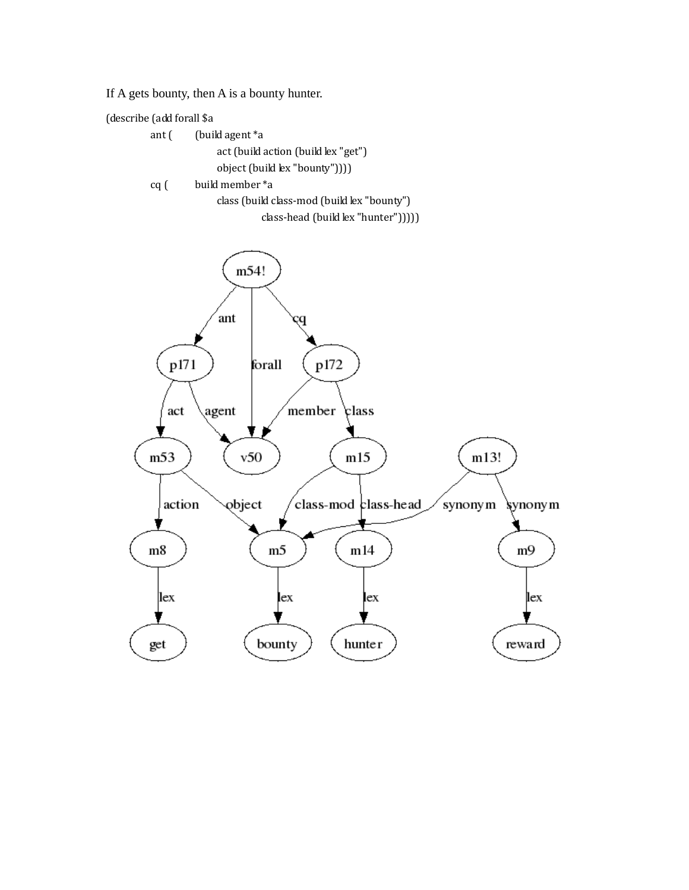If A gets bounty, then A is a bounty hunter.

```
(describe (add forall $a
        ant (       (build agent *a
                          act (build action (build lex "get")
                          object (build lex "bounty"))))
        cq (        build member *a
                          class (build class-mod (build lex "bounty")
                                class-head (build lex "hunter")))))
```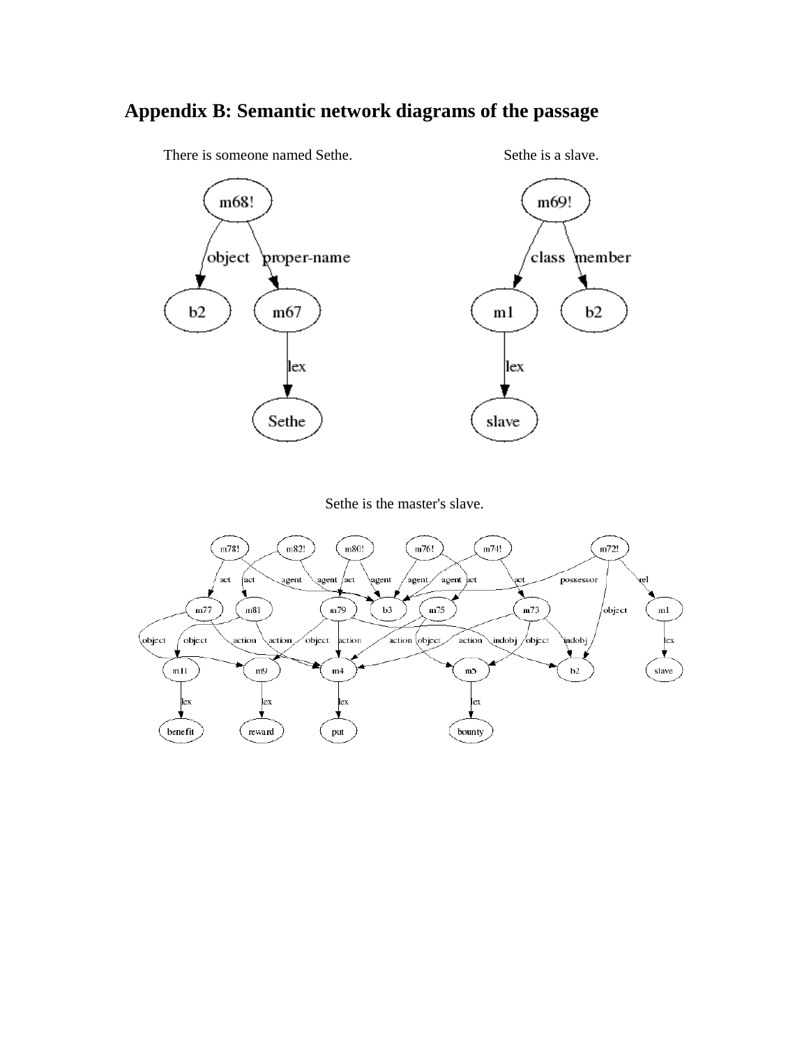# Appendix B: Semantic network diagrams of the passage

There is someone named Sethe.

Sethe is a slave.

Sethe is the master's slave.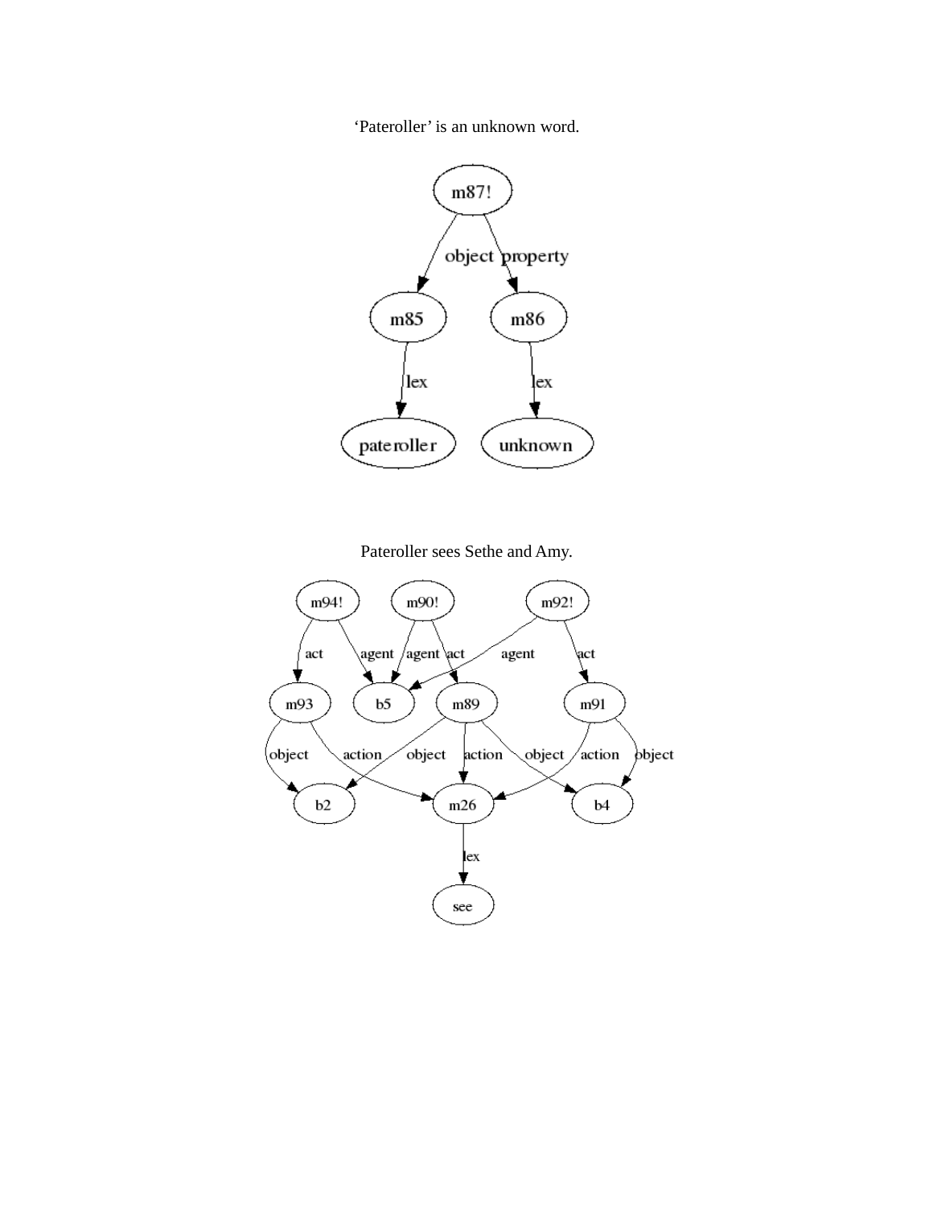‘Pateroller’ is an unknown word.

Pateroller sees Sethe and Amy.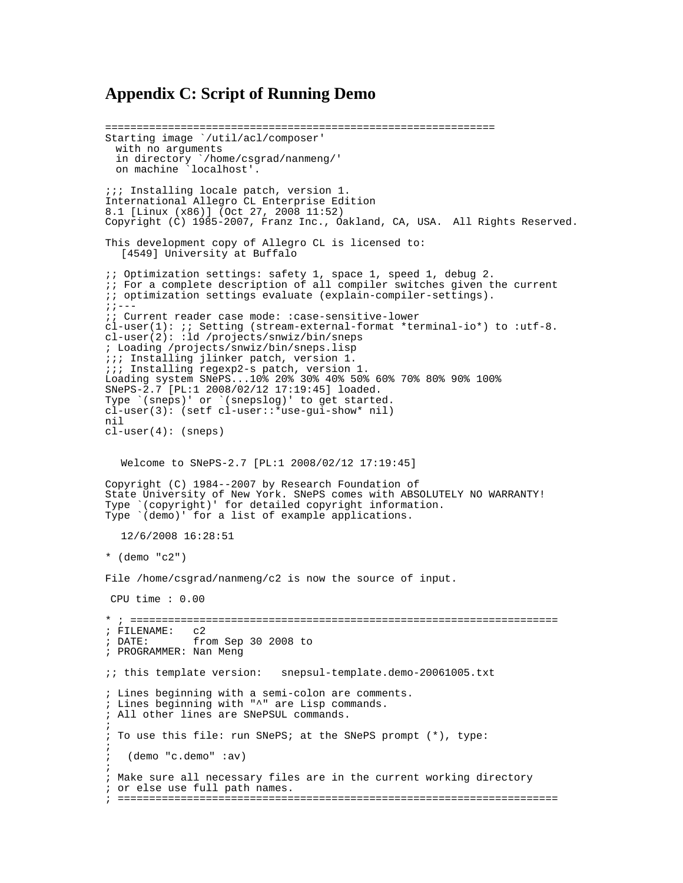# Appendix C: Script of Running Demo

```
===============================================================
Starting image `/util/acl/composer'
  with no arguments
  in directory `/home/csgrad/nanmeng/'
  on machine `localhost'.

;;; Installing locale patch, version 1.
International Allegro CL Enterprise Edition
8.1 [Linux (x86)] (Oct 27, 2008 11:52)
Copyright (C) 1985-2007, Franz Inc., Oakland, CA, USA.  All Rights Reserved.

This development copy of Allegro CL is licensed to:
   [4549] University at Buffalo

;; Optimization settings: safety 1, space 1, speed 1, debug 2.
;; For a complete description of all compiler switches given the current
;; optimization settings evaluate (explain-compiler-settings).
;;---
;; Current reader case mode: :case-sensitive-lower
cl-user(1): ;; Setting (stream-external-format *terminal-io*) to :utf-8.
cl-user(2): :ld /projects/snwiz/bin/sneps
; Loading /projects/snwiz/bin/sneps.lisp
;;; Installing jlinker patch, version 1.
;;; Installing regexp2-s patch, version 1.
Loading system SNePS...10% 20% 30% 40% 50% 60% 70% 80% 90% 100%
SNePS-2.7 [PL:1 2008/02/12 17:19:45] loaded.
Type `(sneps)' or `(snepslog)' to get started.
cl-user(3): (setf cl-user::*use-gui-show* nil)
nil
cl-user(4): (sneps)


   Welcome to SNePS-2.7 [PL:1 2008/02/12 17:19:45]

Copyright (C) 1984--2007 by Research Foundation of
State University of New York. SNePS comes with ABSOLUTELY NO WARRANTY!
Type `(copyright)' for detailed copyright information.
Type `(demo)' for a list of example applications.

   12/6/2008 16:28:51

* (demo "c2")

File /home/csgrad/nanmeng/c2 is now the source of input.

 CPU time : 0.00

* ; =======================================================================
; FILENAME:   c2
; DATE:       from Sep 30 2008 to
; PROGRAMMER: Nan Meng

;; this template version:   snepsul-template.demo-20061005.txt

; Lines beginning with a semi-colon are comments.
; Lines beginning with "^" are Lisp commands.
; All other lines are SNePSUL commands.
;
; To use this file: run SNePS; at the SNePS prompt (*), type:
;
;   (demo "c.demo" :av)
;
; Make sure all necessary files are in the current working directory
; or else use full path names.
; =======================================================================
```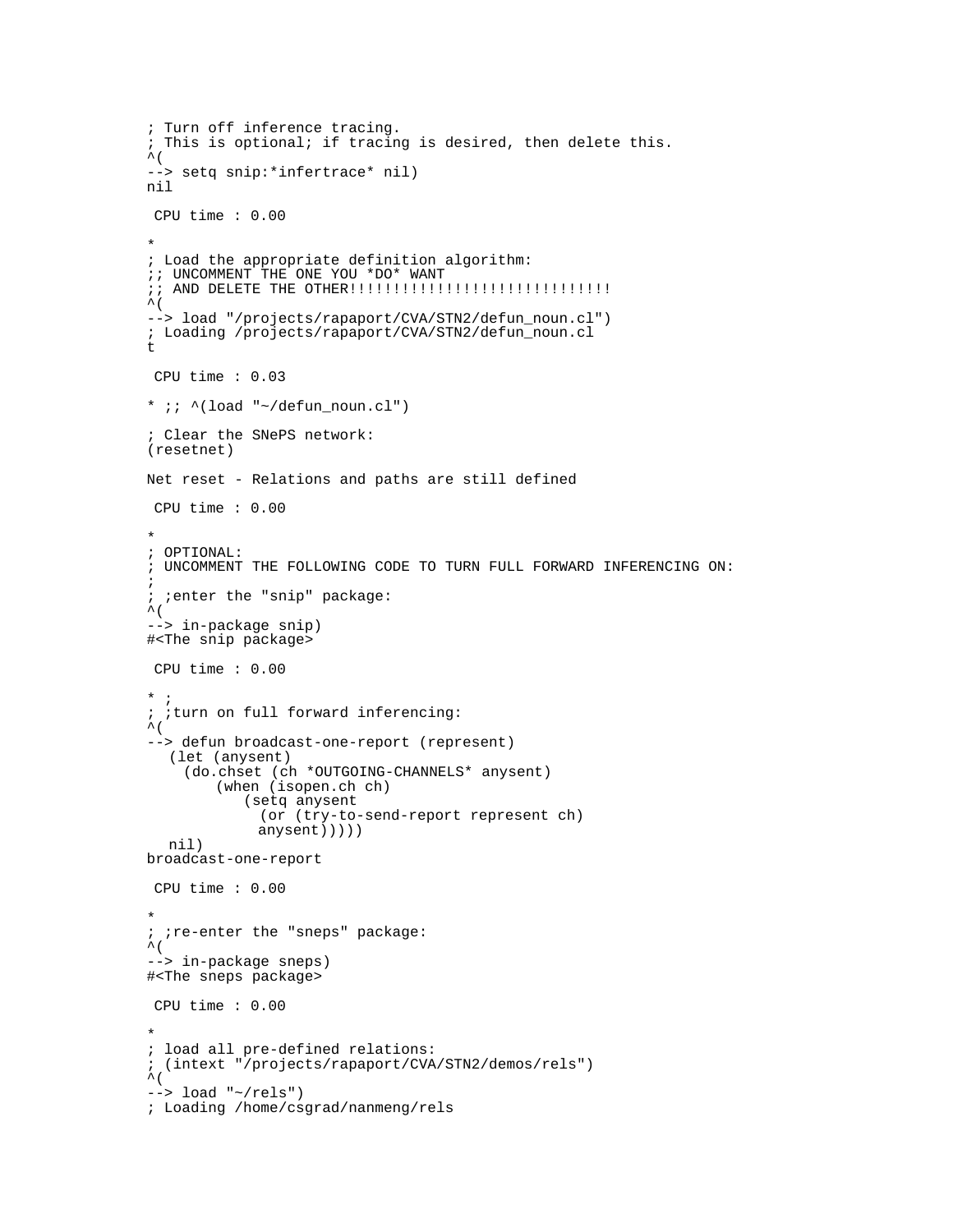```
; Turn off inference tracing.
; This is optional; if tracing is desired, then delete this.
^(
--> setq snip:*infertrace* nil)
nil

 CPU time : 0.00

*
; Load the appropriate definition algorithm:
;; UNCOMMENT THE ONE YOU *DO* WANT
;; AND DELETE THE OTHER!!!!!!!!!!!!!!!!!!!!!!!!!!!!!!
^(
--> load "/projects/rapaport/CVA/STN2/defun_noun.cl")
; Loading /projects/rapaport/CVA/STN2/defun_noun.cl
t

 CPU time : 0.03

* ;; ^(load "~/defun_noun.cl")

; Clear the SNePS network:
(resetnet)

Net reset - Relations and paths are still defined

 CPU time : 0.00

*
; OPTIONAL:
; UNCOMMENT THE FOLLOWING CODE TO TURN FULL FORWARD INFERENCING ON:
;
; ;enter the "snip" package:
^(
--> in-package snip)
#<The snip package>

 CPU time : 0.00

* ;
; ;turn on full forward inferencing:
^(
--> defun broadcast-one-report (represent)
   (let (anysent)
     (do.chset (ch *OUTGOING-CHANNELS* anysent)
         (when (isopen.ch ch)
             (setq anysent
               (or (try-to-send-report represent ch)
               anysent)))))
   nil)
broadcast-one-report

 CPU time : 0.00

*
; ;re-enter the "sneps" package:
^(
--> in-package sneps)
#<The sneps package>

 CPU time : 0.00

*
; load all pre-defined relations:
; (intext "/projects/rapaport/CVA/STN2/demos/rels")
^(
--> load "~/rels")
; Loading /home/csgrad/nanmeng/rels
```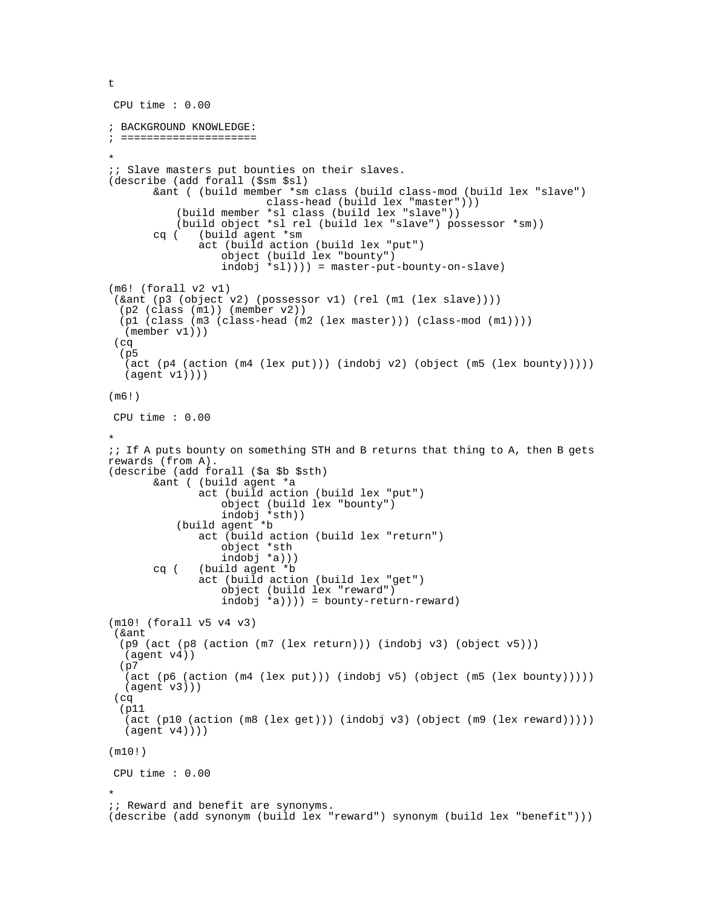```
t

 CPU time : 0.00

; BACKGROUND KNOWLEDGE:
; =====================

*
;; Slave masters put bounties on their slaves.
(describe (add forall ($sm $sl)
       &ant ( (build member *sm class (build class-mod (build lex "slave")
                         class-head (build lex "master")))
           (build member *sl class (build lex "slave"))
           (build object *sl rel (build lex "slave") possessor *sm))
       cq (   (build agent *sm
              act (build action (build lex "put")
                  object (build lex "bounty")
                  indobj *sl)))) = master-put-bounty-on-slave)

(m6! (forall v2 v1)
 (&ant (p3 (object v2) (possessor v1) (rel (m1 (lex slave))))
  (p2 (class (m1)) (member v2))
  (p1 (class (m3 (class-head (m2 (lex master))) (class-mod (m1))))
   (member v1)))
 (cq
  (p5
   (act (p4 (action (m4 (lex put))) (indobj v2) (object (m5 (lex bounty)))))
   (agent v1))))

(m6!)

 CPU time : 0.00

*
;; If A puts bounty on something STH and B returns that thing to A, then B gets
rewards (from A).
(describe (add forall ($a $b $sth)
       &ant ( (build agent *a
              act (build action (build lex "put")
                  object (build lex "bounty")
                  indobj *sth))
           (build agent *b
              act (build action (build lex "return")
                  object *sth
                  indobj *a)))
       cq (   (build agent *b
              act (build action (build lex "get")
                  object (build lex "reward")
                  indobj *a)))) = bounty-return-reward)

(m10! (forall v5 v4 v3)
 (&ant
  (p9 (act (p8 (action (m7 (lex return))) (indobj v3) (object v5)))
   (agent v4))
  (p7
   (act (p6 (action (m4 (lex put))) (indobj v5) (object (m5 (lex bounty)))))
   (agent v3)))
 (cq
  (p11
   (act (p10 (action (m8 (lex get))) (indobj v3) (object (m9 (lex reward)))))
   (agent v4))))

(m10!)

 CPU time : 0.00

*
;; Reward and benefit are synonyms.
(describe (add synonym (build lex "reward") synonym (build lex "benefit")))
```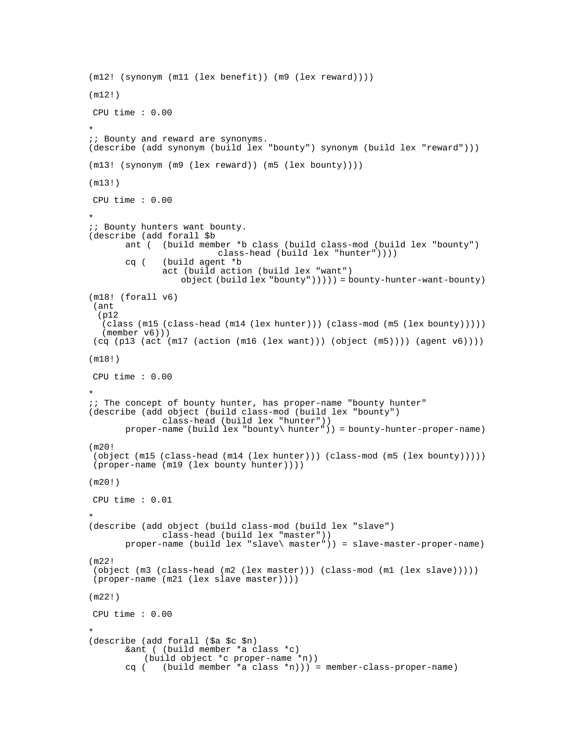```
(m12! (synonym (m11 (lex benefit)) (m9 (lex reward))))

(m12!)

 CPU time : 0.00

*
;; Bounty and reward are synonyms.
(describe (add synonym (build lex "bounty") synonym (build lex "reward")))

(m13! (synonym (m9 (lex reward)) (m5 (lex bounty))))

(m13!)

 CPU time : 0.00

*
;; Bounty hunters want bounty.
(describe (add forall $b
       ant (  (build member *b class (build class-mod (build lex "bounty")
                        class-head (build lex "hunter"))))
       cq (   (build agent *b
              act (build action (build lex "want")
                  object (build lex "bounty"))))) = bounty-hunter-want-bounty)

(m18! (forall v6)
 (ant
  (p12
   (class (m15 (class-head (m14 (lex hunter))) (class-mod (m5 (lex bounty)))))
   (member v6)))
 (cq (p13 (act (m17 (action (m16 (lex want))) (object (m5)))) (agent v6))))

(m18!)

 CPU time : 0.00

*
;; The concept of bounty hunter, has proper-name "bounty hunter"
(describe (add object (build class-mod (build lex "bounty")
              class-head (build lex "hunter"))
       proper-name (build lex "bounty\ hunter")) = bounty-hunter-proper-name)

(m20!
 (object (m15 (class-head (m14 (lex hunter))) (class-mod (m5 (lex bounty)))))
 (proper-name (m19 (lex bounty hunter))))

(m20!)

 CPU time : 0.01

*
(describe (add object (build class-mod (build lex "slave")
              class-head (build lex "master"))
       proper-name (build lex "slave\ master")) = slave-master-proper-name)

(m22!
 (object (m3 (class-head (m2 (lex master))) (class-mod (m1 (lex slave)))))
 (proper-name (m21 (lex slave master))))

(m22!)

 CPU time : 0.00

*
(describe (add forall ($a $c $n)
       &ant ( (build member *a class *c)
           (build object *c proper-name *n))
       cq (   (build member *a class *n))) = member-class-proper-name)
```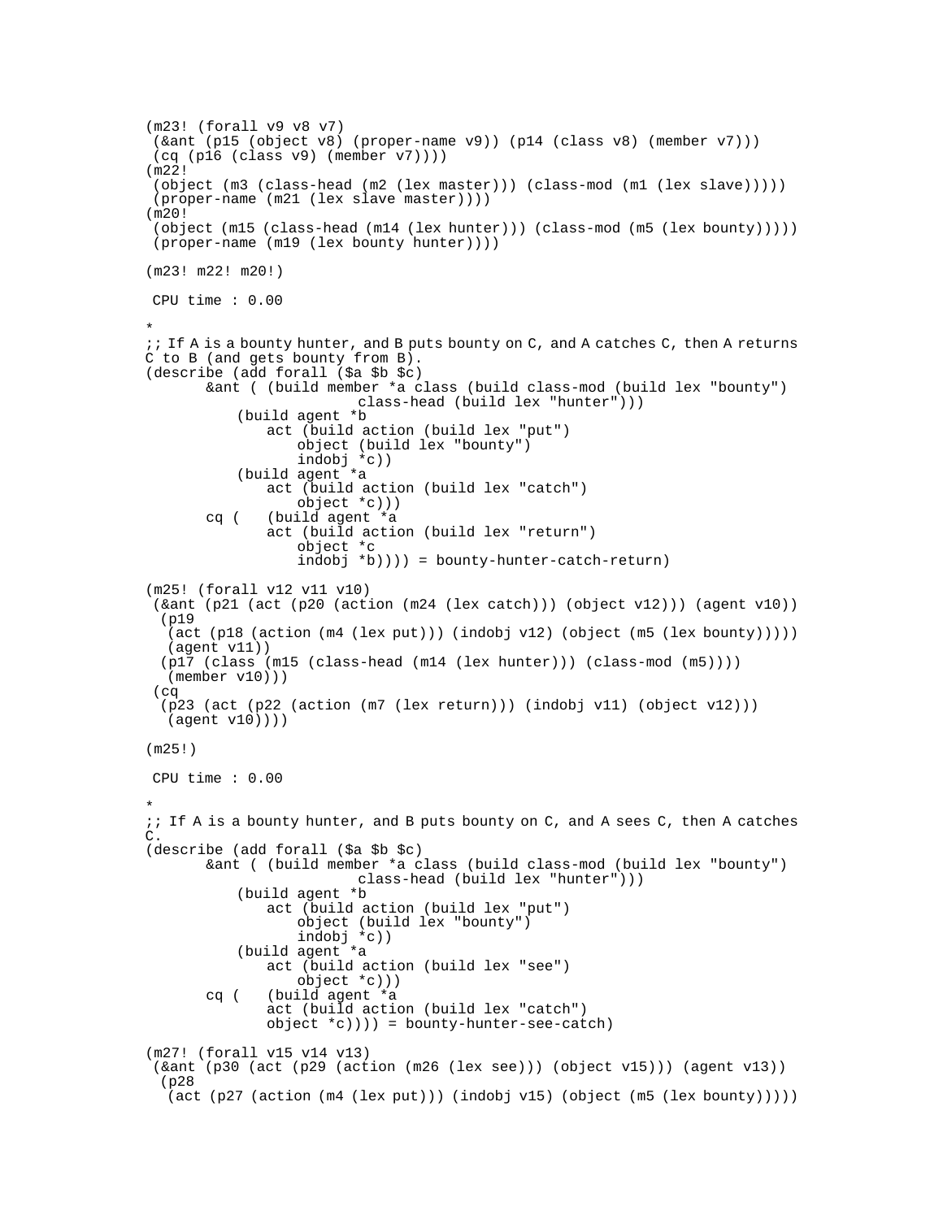```
(m23! (forall v9 v8 v7)
 (&ant (p15 (object v8) (proper-name v9)) (p14 (class v8) (member v7)))
 (cq (p16 (class v9) (member v7))))
(m22!
 (object (m3 (class-head (m2 (lex master))) (class-mod (m1 (lex slave)))))
 (proper-name (m21 (lex slave master))))
(m20!
 (object (m15 (class-head (m14 (lex hunter))) (class-mod (m5 (lex bounty)))))
 (proper-name (m19 (lex bounty hunter))))

(m23! m22! m20!)

 CPU time : 0.00

*
;; If A is a bounty hunter, and B puts bounty on C, and A catches C, then A returns
C to B (and gets bounty from B).
(describe (add forall ($a $b $c)
       &ant ( (build member *a class (build class-mod (build lex "bounty")
                        class-head (build lex "hunter")))
           (build agent *b
              act (build action (build lex "put")
                  object (build lex "bounty")
                  indobj *c))
           (build agent *a
              act (build action (build lex "catch")
                  object *c)))
       cq (   (build agent *a
              act (build action (build lex "return")
                  object *c
                  indobj *b)))) = bounty-hunter-catch-return)

(m25! (forall v12 v11 v10)
 (&ant (p21 (act (p20 (action (m24 (lex catch))) (object v12))) (agent v10))
  (p19
   (act (p18 (action (m4 (lex put))) (indobj v12) (object (m5 (lex bounty)))))
   (agent v11))
  (p17 (class (m15 (class-head (m14 (lex hunter))) (class-mod (m5))))
   (member v10)))
 (cq
  (p23 (act (p22 (action (m7 (lex return))) (indobj v11) (object v12)))
   (agent v10))))

(m25!)

 CPU time : 0.00

*
;; If A is a bounty hunter, and B puts bounty on C, and A sees C, then A catches
C.
(describe (add forall ($a $b $c)
       &ant ( (build member *a class (build class-mod (build lex "bounty")
                        class-head (build lex "hunter")))
           (build agent *b
              act (build action (build lex "put")
                  object (build lex "bounty")
                  indobj *c))
           (build agent *a
              act (build action (build lex "see")
                  object *c)))
       cq (   (build agent *a
              act (build action (build lex "catch")
              object *c)))) = bounty-hunter-see-catch)

(m27! (forall v15 v14 v13)
 (&ant (p30 (act (p29 (action (m26 (lex see))) (object v15))) (agent v13))
  (p28
   (act (p27 (action (m4 (lex put))) (indobj v15) (object (m5 (lex bounty)))))
```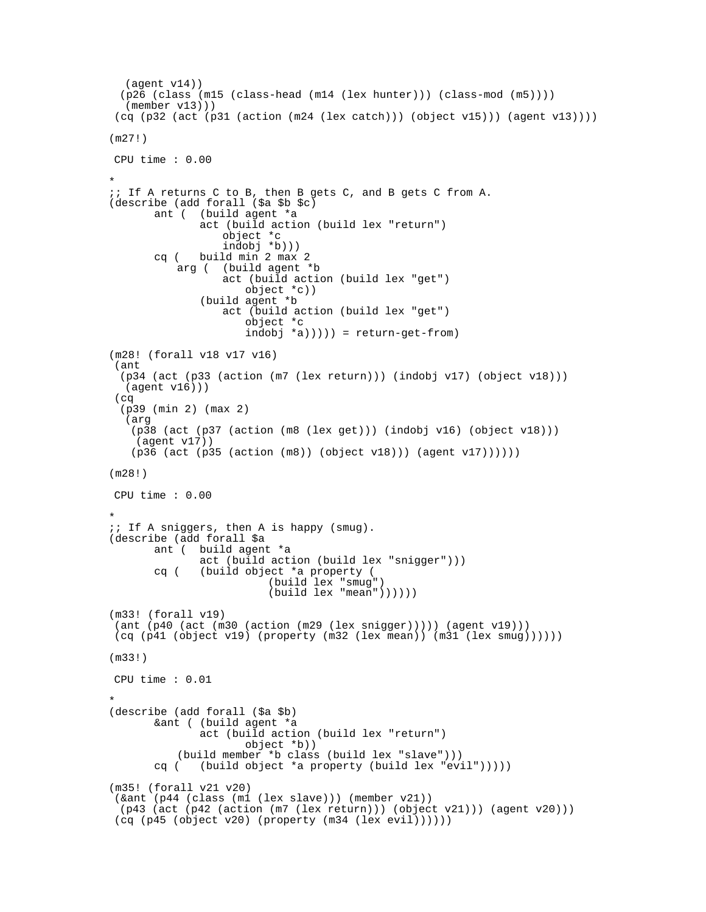```
   (agent v14))
  (p26 (class (m15 (class-head (m14 (lex hunter))) (class-mod (m5))))
   (member v13)))
 (cq (p32 (act (p31 (action (m24 (lex catch))) (object v15))) (agent v13))))

(m27!)

 CPU time : 0.00

*
;; If A returns C to B, then B gets C, and B gets C from A.
(describe (add forall ($a $b $c)
       ant (  (build agent *a
              act (build action (build lex "return")
                  object *c
                  indobj *b)))
       cq (   build min 2 max 2
           arg (  (build agent *b
                  act (build action (build lex "get")
                      object *c))
              (build agent *b
                  act (build action (build lex "get")
                      object *c
                      indobj *a))))) = return-get-from)

(m28! (forall v18 v17 v16)
 (ant
  (p34 (act (p33 (action (m7 (lex return))) (indobj v17) (object v18)))
   (agent v16)))
 (cq
  (p39 (min 2) (max 2)
   (arg
    (p38 (act (p37 (action (m8 (lex get))) (indobj v16) (object v18)))
     (agent v17))
    (p36 (act (p35 (action (m8)) (object v18))) (agent v17))))))

(m28!)

 CPU time : 0.00

*
;; If A sniggers, then A is happy (smug).
(describe (add forall $a
       ant (  build agent *a
              act (build action (build lex "snigger")))
       cq (   (build object *a property (
                         (build lex "smug")
                         (build lex "mean"))))))

(m33! (forall v19)
 (ant (p40 (act (m30 (action (m29 (lex snigger))))) (agent v19)))
 (cq (p41 (object v19) (property (m32 (lex mean)) (m31 (lex smug))))))

(m33!)

 CPU time : 0.01

*
(describe (add forall ($a $b)
       &ant ( (build agent *a
              act (build action (build lex "return")
                      object *b))
          (build member *b class (build lex "slave")))
       cq (   (build object *a property (build lex "evil")))))

(m35! (forall v21 v20)
 (&ant (p44 (class (m1 (lex slave))) (member v21))
  (p43 (act (p42 (action (m7 (lex return))) (object v21))) (agent v20)))
 (cq (p45 (object v20) (property (m34 (lex evil))))))
```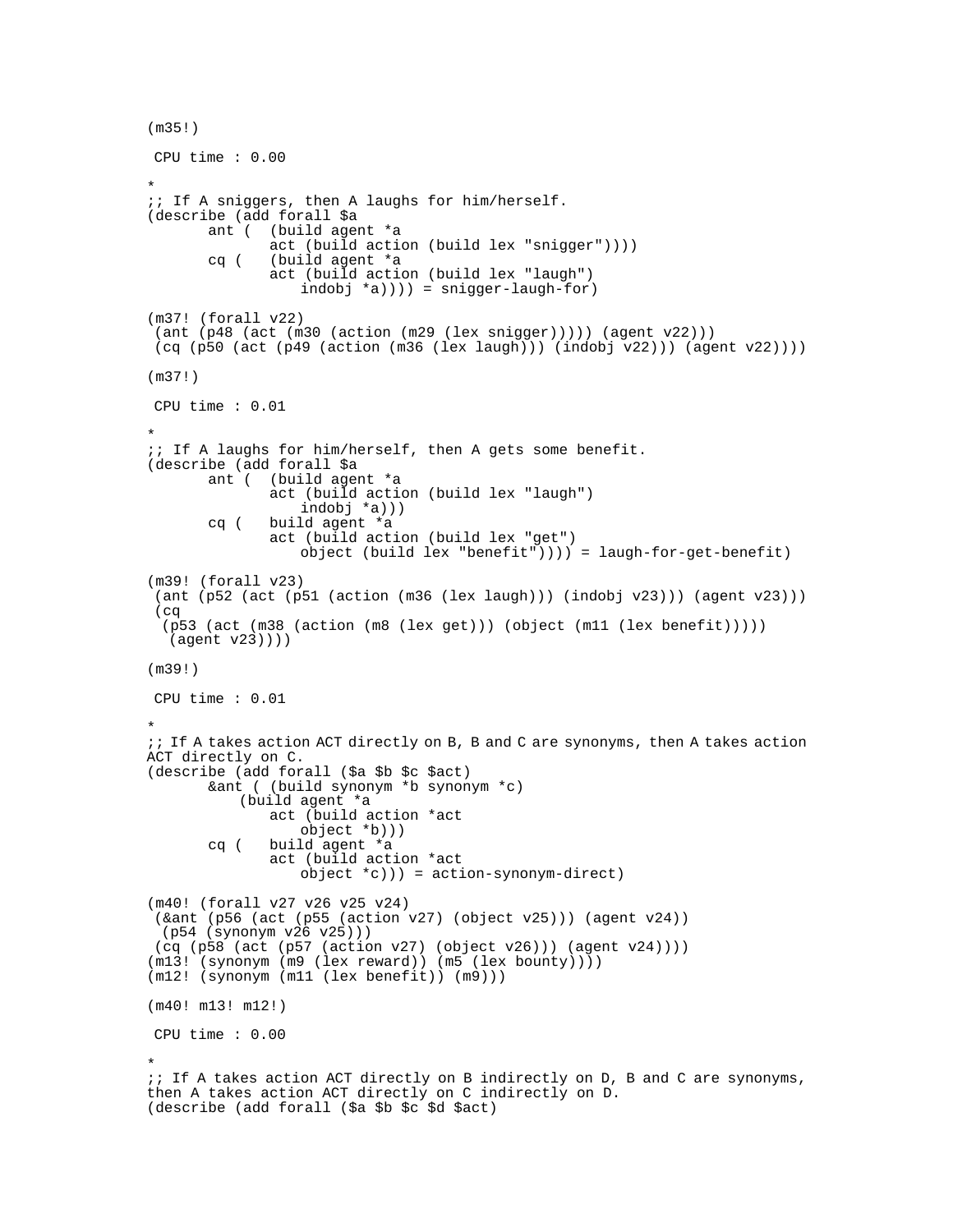```
(m35!)

 CPU time : 0.00

*
;; If A sniggers, then A laughs for him/herself.
(describe (add forall $a
       ant (  (build agent *a
              act (build action (build lex "snigger"))))
       cq (   (build agent *a
              act (build action (build lex "laugh")
                  indobj *a)))) = snigger-laugh-for)

(m37! (forall v22)
 (ant (p48 (act (m30 (action (m29 (lex snigger))))) (agent v22)))
 (cq (p50 (act (p49 (action (m36 (lex laugh))) (indobj v22))) (agent v22))))

(m37!)

 CPU time : 0.01

*
;; If A laughs for him/herself, then A gets some benefit.
(describe (add forall $a
       ant (  (build agent *a
              act (build action (build lex "laugh")
                  indobj *a)))
       cq (   build agent *a
              act (build action (build lex "get")
                  object (build lex "benefit")))) = laugh-for-get-benefit)

(m39! (forall v23)
 (ant (p52 (act (p51 (action (m36 (lex laugh))) (indobj v23))) (agent v23)))
 (cq
  (p53 (act (m38 (action (m8 (lex get))) (object (m11 (lex benefit)))))
   (agent v23))))

(m39!)

 CPU time : 0.01

*
;; If A takes action ACT directly on B, B and C are synonyms, then A takes action
ACT directly on C.
(describe (add forall ($a $b $c $act)
       &ant ( (build synonym *b synonym *c)
           (build agent *a
              act (build action *act
                  object *b)))
       cq (   build agent *a
              act (build action *act
                  object *c))) = action-synonym-direct)

(m40! (forall v27 v26 v25 v24)
 (&ant (p56 (act (p55 (action v27) (object v25))) (agent v24))
  (p54 (synonym v26 v25)))
 (cq (p58 (act (p57 (action v27) (object v26))) (agent v24))))
(m13! (synonym (m9 (lex reward)) (m5 (lex bounty))))
(m12! (synonym (m11 (lex benefit)) (m9)))

(m40! m13! m12!)

 CPU time : 0.00

*
;; If A takes action ACT directly on B indirectly on D, B and C are synonyms,
then A takes action ACT directly on C indirectly on D.
(describe (add forall ($a $b $c $d $act)
```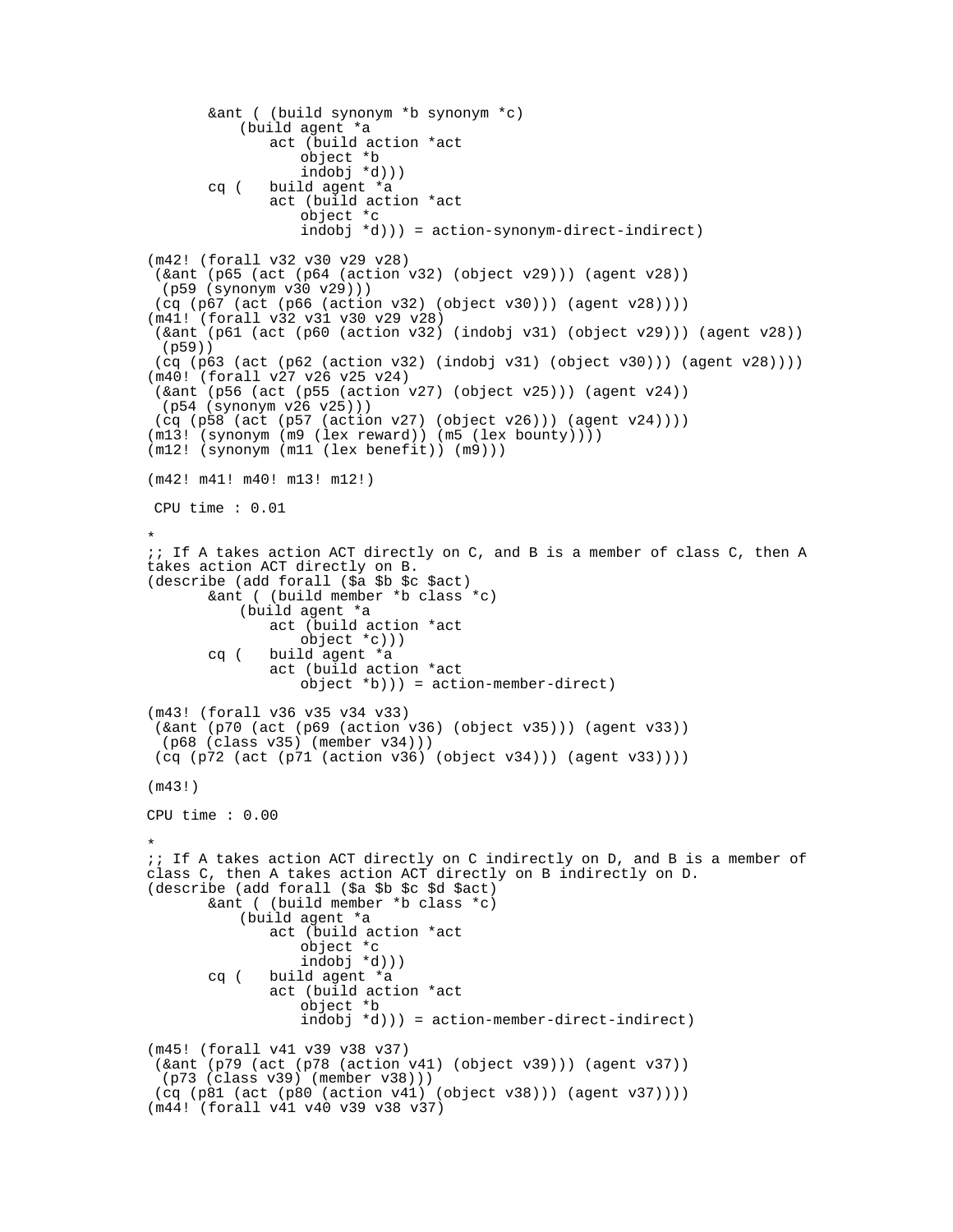```
       &ant ( (build synonym *b synonym *c)
           (build agent *a
               act (build action *act
                   object *b
                   indobj *d)))
       cq (   build agent *a
               act (build action *act
                   object *c
                   indobj *d))) = action-synonym-direct-indirect)

(m42! (forall v32 v30 v29 v28)
 (&ant (p65 (act (p64 (action v32) (object v29))) (agent v28))
  (p59 (synonym v30 v29)))
 (cq (p67 (act (p66 (action v32) (object v30))) (agent v28))))
(m41! (forall v32 v31 v30 v29 v28)
 (&ant (p61 (act (p60 (action v32) (indobj v31) (object v29))) (agent v28))
  (p59))
 (cq (p63 (act (p62 (action v32) (indobj v31) (object v30))) (agent v28))))
(m40! (forall v27 v26 v25 v24)
 (&ant (p56 (act (p55 (action v27) (object v25))) (agent v24))
  (p54 (synonym v26 v25)))
 (cq (p58 (act (p57 (action v27) (object v26))) (agent v24))))
(m13! (synonym (m9 (lex reward)) (m5 (lex bounty))))
(m12! (synonym (m11 (lex benefit)) (m9)))

(m42! m41! m40! m13! m12!)

 CPU time : 0.01

*
;; If A takes action ACT directly on C, and B is a member of class C, then A
takes action ACT directly on B.
(describe (add forall ($a $b $c $act)
       &ant ( (build member *b class *c)
           (build agent *a
               act (build action *act
                   object *c)))
       cq (   build agent *a
               act (build action *act
                   object *b))) = action-member-direct)

(m43! (forall v36 v35 v34 v33)
 (&ant (p70 (act (p69 (action v36) (object v35))) (agent v33))
  (p68 (class v35) (member v34)))
 (cq (p72 (act (p71 (action v36) (object v34))) (agent v33))))

(m43!)

CPU time : 0.00

*
;; If A takes action ACT directly on C indirectly on D, and B is a member of
class C, then A takes action ACT directly on B indirectly on D.
(describe (add forall ($a $b $c $d $act)
       &ant ( (build member *b class *c)
           (build agent *a
               act (build action *act
                   object *c
                   indobj *d)))
       cq (   build agent *a
               act (build action *act
                   object *b
                   indobj *d))) = action-member-direct-indirect)

(m45! (forall v41 v39 v38 v37)
 (&ant (p79 (act (p78 (action v41) (object v39))) (agent v37))
  (p73 (class v39) (member v38)))
 (cq (p81 (act (p80 (action v41) (object v38))) (agent v37))))
(m44! (forall v41 v40 v39 v38 v37)
```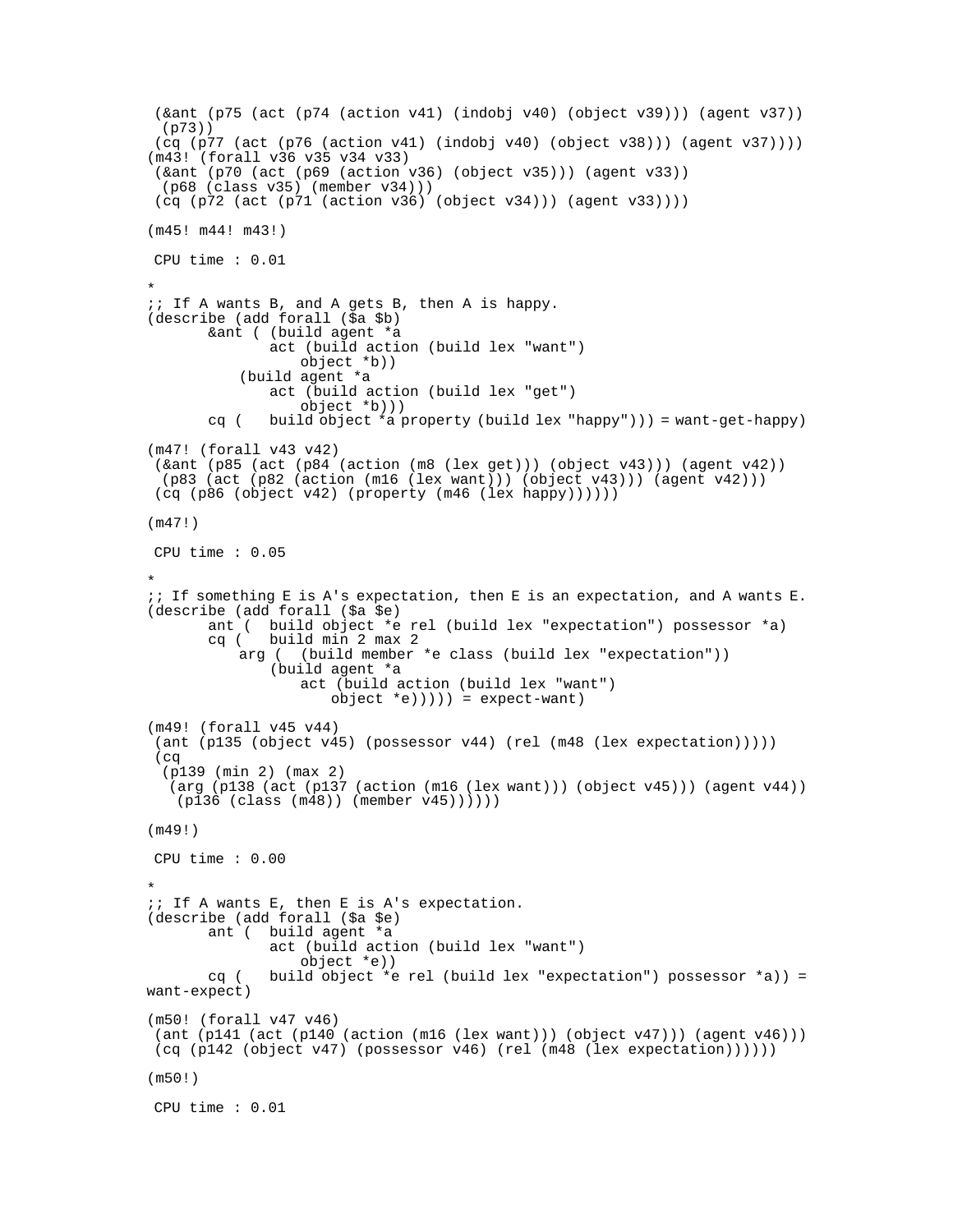```
 (&ant (p75 (act (p74 (action v41) (indobj v40) (object v39))) (agent v37))
  (p73))
 (cq (p77 (act (p76 (action v41) (indobj v40) (object v38))) (agent v37))))
(m43! (forall v36 v35 v34 v33)
 (&ant (p70 (act (p69 (action v36) (object v35))) (agent v33))
  (p68 (class v35) (member v34)))
 (cq (p72 (act (p71 (action v36) (object v34))) (agent v33))))

(m45! m44! m43!)

 CPU time : 0.01

*
;; If A wants B, and A gets B, then A is happy.
(describe (add forall ($a $b)
       &ant ( (build agent *a
             act (build action (build lex "want")
                 object *b))
           (build agent *a
             act (build action (build lex "get")
                 object *b)))
       cq (   build object *a property (build lex "happy"))) = want-get-happy)

(m47! (forall v43 v42)
 (&ant (p85 (act (p84 (action (m8 (lex get))) (object v43))) (agent v42))
  (p83 (act (p82 (action (m16 (lex want))) (object v43))) (agent v42)))
 (cq (p86 (object v42) (property (m46 (lex happy))))))

(m47!)

 CPU time : 0.05

*
;; If something E is A's expectation, then E is an expectation, and A wants E.
(describe (add forall ($a $e)
       ant (  build object *e rel (build lex "expectation") possessor *a)
       cq (   build min 2 max 2
           arg (  (build member *e class (build lex "expectation"))
             (build agent *a
                 act (build action (build lex "want")
                     object *e))))) = expect-want)

(m49! (forall v45 v44)
 (ant (p135 (object v45) (possessor v44) (rel (m48 (lex expectation)))))
 (cq
  (p139 (min 2) (max 2)
   (arg (p138 (act (p137 (action (m16 (lex want))) (object v45))) (agent v44))
    (p136 (class (m48)) (member v45))))))

(m49!)

 CPU time : 0.00

*
;; If A wants E, then E is A's expectation.
(describe (add forall ($a $e)
       ant (  build agent *a
             act (build action (build lex "want")
                 object *e))
       cq (   build object *e rel (build lex "expectation") possessor *a)) =
want-expect)

(m50! (forall v47 v46)
 (ant (p141 (act (p140 (action (m16 (lex want))) (object v47))) (agent v46)))
 (cq (p142 (object v47) (possessor v46) (rel (m48 (lex expectation))))))

(m50!)

 CPU time : 0.01
```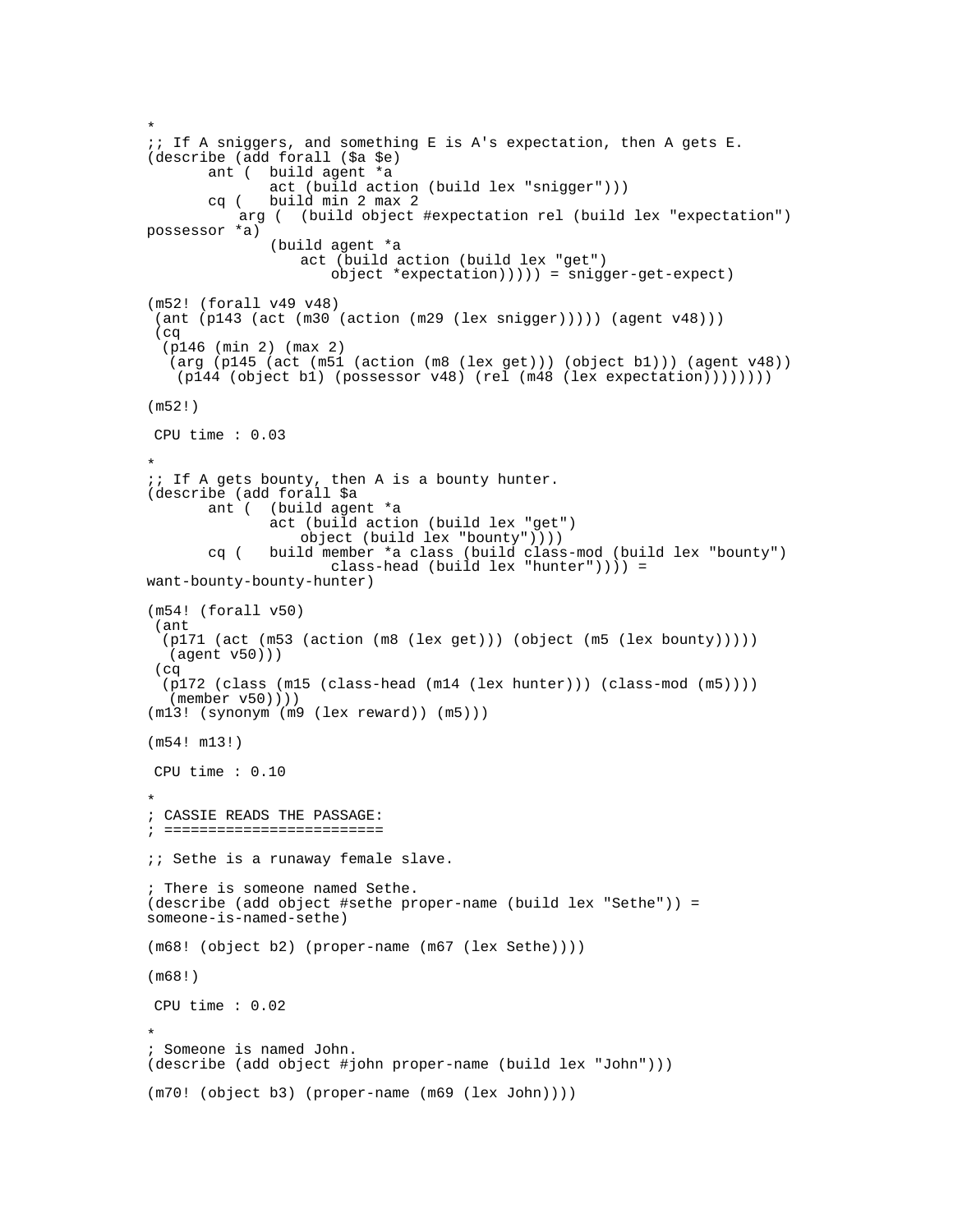```
*
;; If A sniggers, and something E is A's expectation, then A gets E.
(describe (add forall ($a $e)
       ant (  build agent *a
              act (build action (build lex "snigger")))
       cq (   build min 2 max 2
           arg (  (build object #expectation rel (build lex "expectation")
possessor *a)
              (build agent *a
                  act (build action (build lex "get")
                      object *expectation))))) = snigger-get-expect)

(m52! (forall v49 v48)
 (ant (p143 (act (m30 (action (m29 (lex snigger))))) (agent v48)))
 (cq
  (p146 (min 2) (max 2)
   (arg (p145 (act (m51 (action (m8 (lex get))) (object b1))) (agent v48))
    (p144 (object b1) (possessor v48) (rel (m48 (lex expectation))))))))

(m52!)

 CPU time : 0.03

*
;; If A gets bounty, then A is a bounty hunter.
(describe (add forall $a
       ant (  (build agent *a
              act (build action (build lex "get")
                  object (build lex "bounty"))))
       cq (   build member *a class (build class-mod (build lex "bounty")
                      class-head (build lex "hunter")))) =
want-bounty-bounty-hunter)

(m54! (forall v50)
 (ant
  (p171 (act (m53 (action (m8 (lex get))) (object (m5 (lex bounty)))))
   (agent v50)))
 (cq
  (p172 (class (m15 (class-head (m14 (lex hunter))) (class-mod (m5))))
   (member v50))))
(m13! (synonym (m9 (lex reward)) (m5)))

(m54! m13!)

 CPU time : 0.10

*
; CASSIE READS THE PASSAGE:
; ========================

;; Sethe is a runaway female slave.

; There is someone named Sethe.
(describe (add object #sethe proper-name (build lex "Sethe")) =
someone-is-named-sethe)

(m68! (object b2) (proper-name (m67 (lex Sethe))))

(m68!)

 CPU time : 0.02

*
; Someone is named John.
(describe (add object #john proper-name (build lex "John")))

(m70! (object b3) (proper-name (m69 (lex John))))
```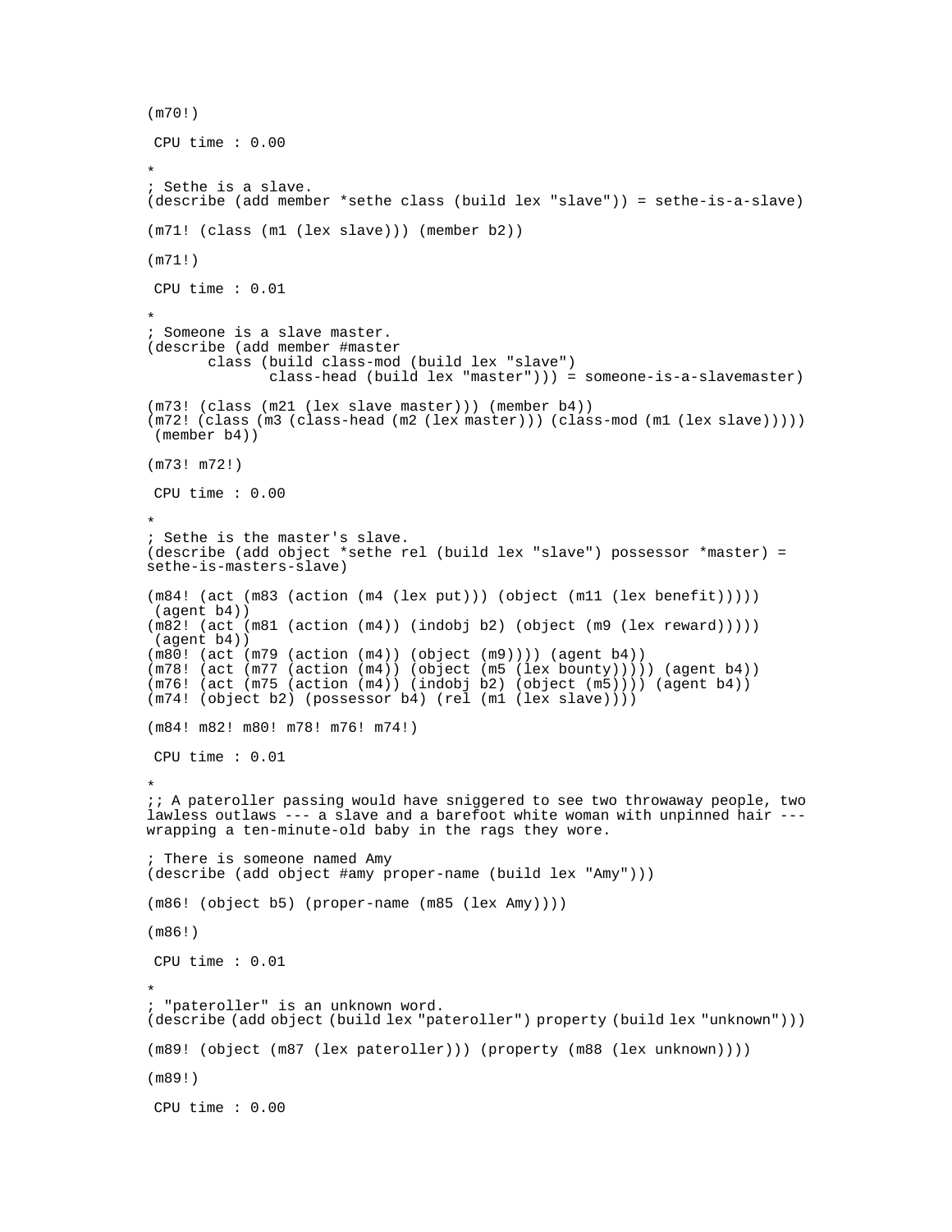```
(m70!)

 CPU time : 0.00

*
; Sethe is a slave.
(describe (add member *sethe class (build lex "slave")) = sethe-is-a-slave)

(m71! (class (m1 (lex slave))) (member b2))

(m71!)

 CPU time : 0.01

*
; Someone is a slave master.
(describe (add member #master
       class (build class-mod (build lex "slave")
              class-head (build lex "master"))) = someone-is-a-slavemaster)

(m73! (class (m21 (lex slave master))) (member b4))
(m72! (class (m3 (class-head (m2 (lex master))) (class-mod (m1 (lex slave)))))
 (member b4))

(m73! m72!)

 CPU time : 0.00

*
; Sethe is the master's slave.
(describe (add object *sethe rel (build lex "slave") possessor *master) =
sethe-is-masters-slave)

(m84! (act (m83 (action (m4 (lex put))) (object (m11 (lex benefit)))))
 (agent b4))
(m82! (act (m81 (action (m4)) (indobj b2) (object (m9 (lex reward)))))
 (agent b4))
(m80! (act (m79 (action (m4)) (object (m9)))) (agent b4))
(m78! (act (m77 (action (m4)) (object (m5 (lex bounty))))) (agent b4))
(m76! (act (m75 (action (m4)) (indobj b2) (object (m5)))) (agent b4))
(m74! (object b2) (possessor b4) (rel (m1 (lex slave))))

(m84! m82! m80! m78! m76! m74!)

 CPU time : 0.01

*
;; A pateroller passing would have sniggered to see two throwaway people, two
lawless outlaws --- a slave and a barefoot white woman with unpinned hair ---
wrapping a ten-minute-old baby in the rags they wore.

; There is someone named Amy
(describe (add object #amy proper-name (build lex "Amy")))

(m86! (object b5) (proper-name (m85 (lex Amy))))

(m86!)

 CPU time : 0.01

*
; "pateroller" is an unknown word.
(describe (add object (build lex "pateroller") property (build lex "unknown")))

(m89! (object (m87 (lex pateroller))) (property (m88 (lex unknown))))

(m89!)

 CPU time : 0.00
```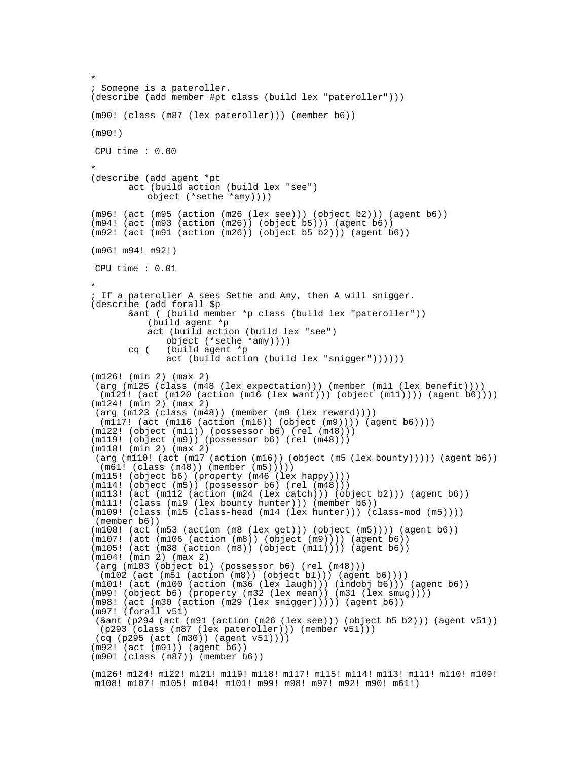```
*
; Someone is a pateroller.
(describe (add member #pt class (build lex "pateroller")))

(m90! (class (m87 (lex pateroller))) (member b6))

(m90!)

 CPU time : 0.00

*
(describe (add agent *pt
       act (build action (build lex "see")
           object (*sethe *amy))))

(m96! (act (m95 (action (m26 (lex see))) (object b2))) (agent b6))
(m94! (act (m93 (action (m26)) (object b5))) (agent b6))
(m92! (act (m91 (action (m26)) (object b5 b2))) (agent b6))

(m96! m94! m92!)

 CPU time : 0.01

*
; If a pateroller A sees Sethe and Amy, then A will snigger.
(describe (add forall $p
       &ant ( (build member *p class (build lex "pateroller"))
           (build agent *p
           act (build action (build lex "see")
               object (*sethe *amy))))
       cq (   (build agent *p
               act (build action (build lex "snigger"))))))

(m126! (min 2) (max 2)
 (arg (m125 (class (m48 (lex expectation))) (member (m11 (lex benefit))))
  (m121! (act (m120 (action (m16 (lex want))) (object (m11)))) (agent b6))))
(m124! (min 2) (max 2)
 (arg (m123 (class (m48)) (member (m9 (lex reward))))
  (m117! (act (m116 (action (m16)) (object (m9)))) (agent b6))))
(m122! (object (m11)) (possessor b6) (rel (m48)))
(m119! (object (m9)) (possessor b6) (rel (m48)))
(m118! (min 2) (max 2)
 (arg (m110! (act (m17 (action (m16)) (object (m5 (lex bounty))))) (agent b6))
  (m61! (class (m48)) (member (m5)))))
(m115! (object b6) (property (m46 (lex happy))))
(m114! (object (m5)) (possessor b6) (rel (m48)))
(m113! (act (m112 (action (m24 (lex catch))) (object b2))) (agent b6))
(m111! (class (m19 (lex bounty hunter))) (member b6))
(m109! (class (m15 (class-head (m14 (lex hunter))) (class-mod (m5))))
 (member b6))
(m108! (act (m53 (action (m8 (lex get))) (object (m5)))) (agent b6))
(m107! (act (m106 (action (m8)) (object (m9)))) (agent b6))
(m105! (act (m38 (action (m8)) (object (m11)))) (agent b6))
(m104! (min 2) (max 2)
 (arg (m103 (object b1) (possessor b6) (rel (m48)))
  (m102 (act (m51 (action (m8)) (object b1))) (agent b6))))
(m101! (act (m100 (action (m36 (lex laugh))) (indobj b6))) (agent b6))
(m99! (object b6) (property (m32 (lex mean)) (m31 (lex smug))))
(m98! (act (m30 (action (m29 (lex snigger))))) (agent b6))
(m97! (forall v51)
 (&ant (p294 (act (m91 (action (m26 (lex see))) (object b5 b2))) (agent v51))
  (p293 (class (m87 (lex pateroller))) (member v51)))
 (cq (p295 (act (m30)) (agent v51))))
(m92! (act (m91)) (agent b6))
(m90! (class (m87)) (member b6))

(m126! m124! m122! m121! m119! m118! m117! m115! m114! m113! m111! m110! m109!
 m108! m107! m105! m104! m101! m99! m98! m97! m92! m90! m61!)
```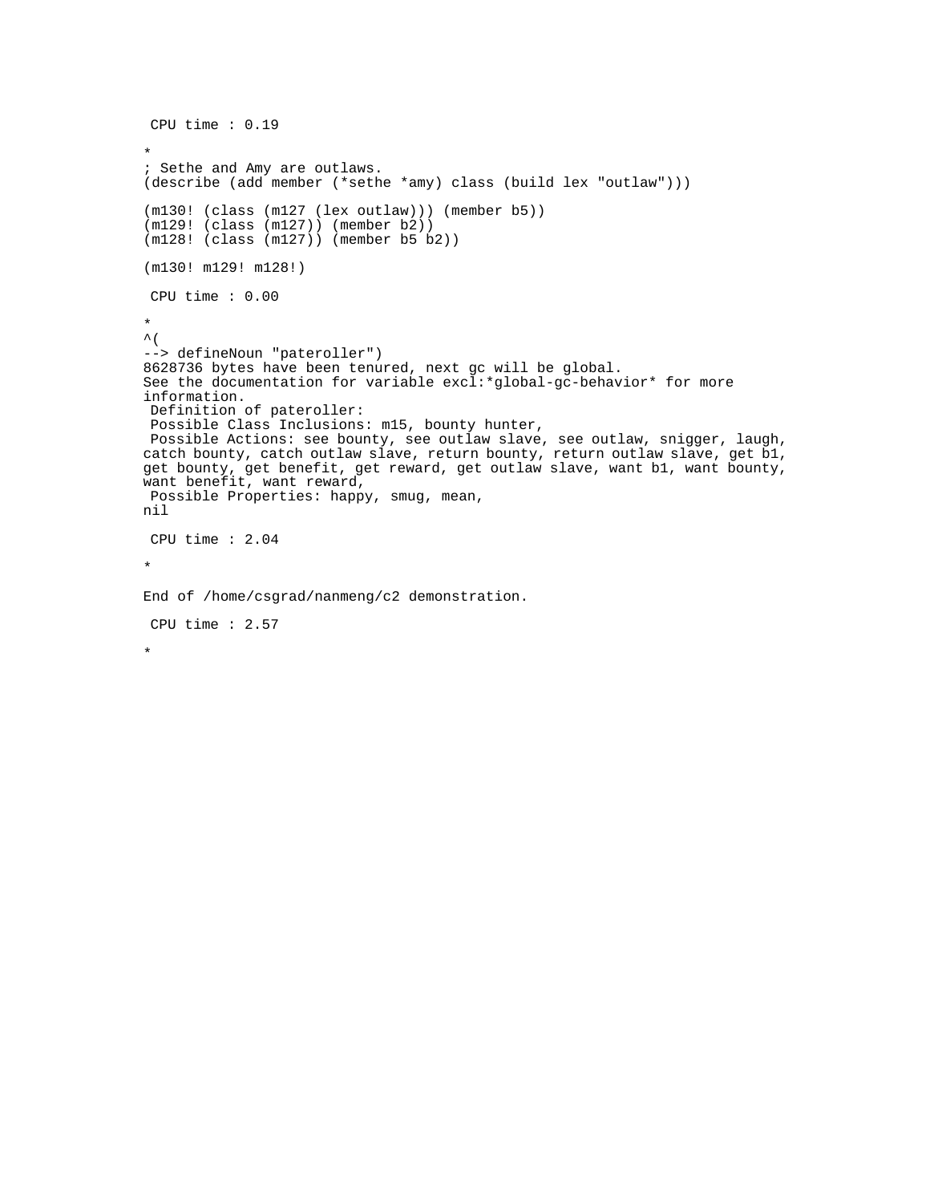```
 CPU time : 0.19

*
; Sethe and Amy are outlaws.
(describe (add member (*sethe *amy) class (build lex "outlaw")))

(m130! (class (m127 (lex outlaw))) (member b5))
(m129! (class (m127)) (member b2))
(m128! (class (m127)) (member b5 b2))

(m130! m129! m128!)

 CPU time : 0.00

*
^(
--> defineNoun "pateroller")
8628736 bytes have been tenured, next gc will be global.
See the documentation for variable excl:*global-gc-behavior* for more
information.
 Definition of pateroller:
 Possible Class Inclusions: m15, bounty hunter,
 Possible Actions: see bounty, see outlaw slave, see outlaw, snigger, laugh,
catch bounty, catch outlaw slave, return bounty, return outlaw slave, get b1,
get bounty, get benefit, get reward, get outlaw slave, want b1, want bounty,
want benefit, want reward,
 Possible Properties: happy, smug, mean,
nil

 CPU time : 2.04

*

End of /home/csgrad/nanmeng/c2 demonstration.

 CPU time : 2.57

*
```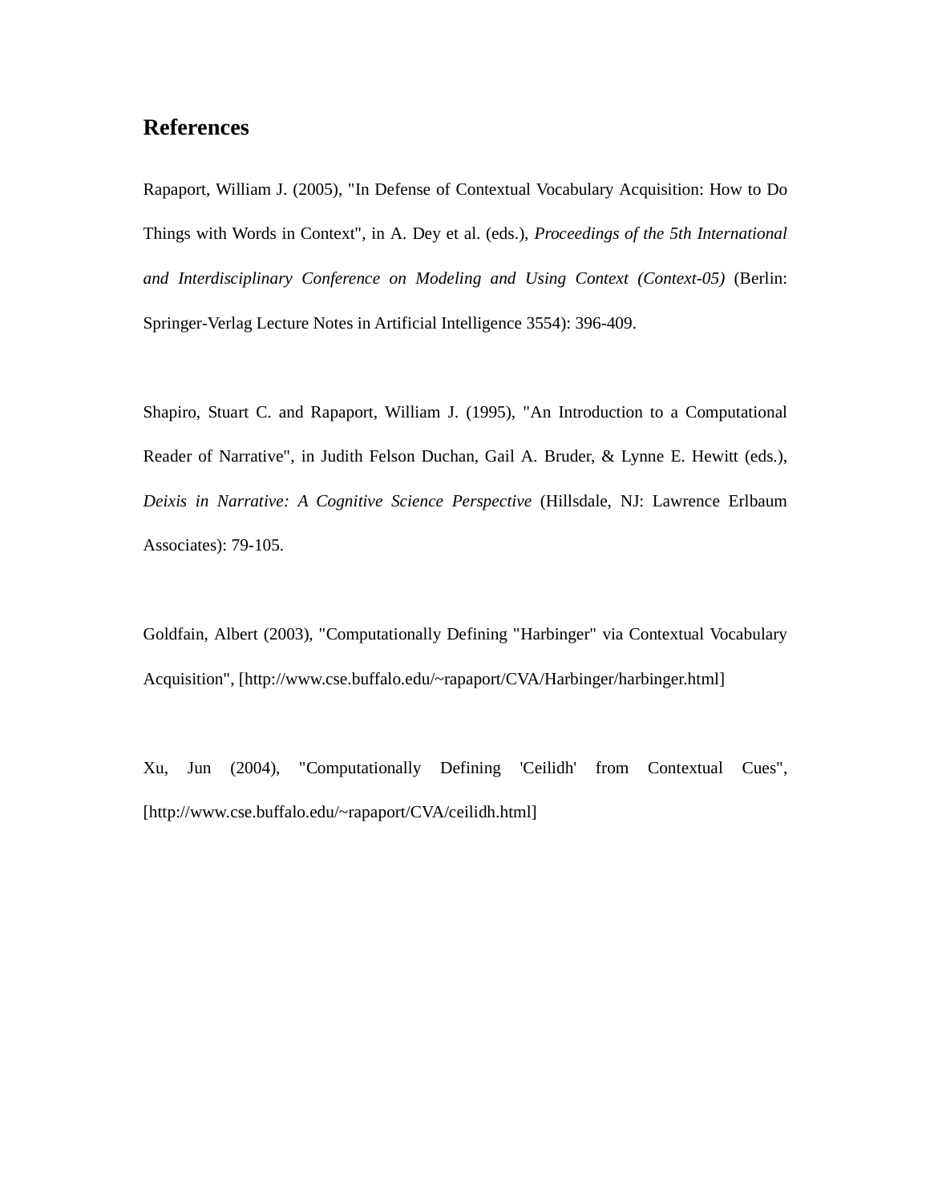## References

Rapaport, William J. (2005), "In Defense of Contextual Vocabulary Acquisition: How to Do Things with Words in Context", in A. Dey et al. (eds.), *Proceedings of the 5th International and Interdisciplinary Conference on Modeling and Using Context (Context-05)* (Berlin: Springer-Verlag Lecture Notes in Artificial Intelligence 3554): 396-409.

Shapiro, Stuart C. and Rapaport, William J. (1995), "An Introduction to a Computational Reader of Narrative", in Judith Felson Duchan, Gail A. Bruder, & Lynne E. Hewitt (eds.), *Deixis in Narrative: A Cognitive Science Perspective* (Hillsdale, NJ: Lawrence Erlbaum Associates): 79-105.

Goldfain, Albert (2003), "Computationally Defining "Harbinger" via Contextual Vocabulary Acquisition", [http://www.cse.buffalo.edu/~rapaport/CVA/Harbinger/harbinger.html]

Xu, Jun (2004), "Computationally Defining 'Ceilidh' from Contextual Cues", [http://www.cse.buffalo.edu/~rapaport/CVA/ceilidh.html]